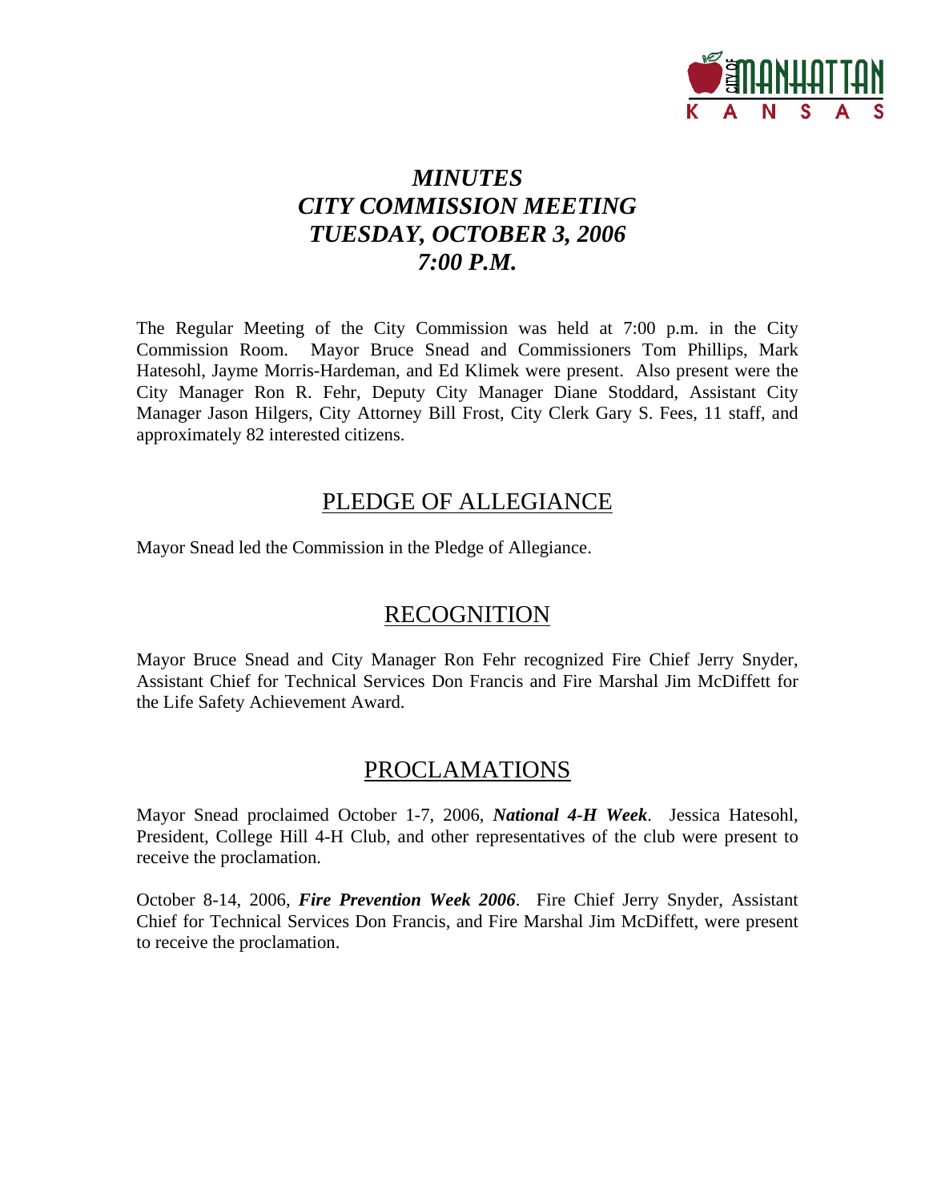# *MINUTES*
# *CITY COMMISSION MEETING*
# *TUESDAY, OCTOBER 3, 2006*
# *7:00 P.M.*

The Regular Meeting of the City Commission was held at 7:00 p.m. in the City Commission Room. Mayor Bruce Snead and Commissioners Tom Phillips, Mark Hatesohl, Jayme Morris-Hardeman, and Ed Klimek were present. Also present were the City Manager Ron R. Fehr, Deputy City Manager Diane Stoddard, Assistant City Manager Jason Hilgers, City Attorney Bill Frost, City Clerk Gary S. Fees, 11 staff, and approximately 82 interested citizens.

## PLEDGE OF ALLEGIANCE

Mayor Snead led the Commission in the Pledge of Allegiance.

## RECOGNITION

Mayor Bruce Snead and City Manager Ron Fehr recognized Fire Chief Jerry Snyder, Assistant Chief for Technical Services Don Francis and Fire Marshal Jim McDiffett for the Life Safety Achievement Award.

## PROCLAMATIONS

Mayor Snead proclaimed October 1-7, 2006, ***National 4-H Week***. Jessica Hatesohl, President, College Hill 4-H Club, and other representatives of the club were present to receive the proclamation.

October 8-14, 2006, ***Fire Prevention Week 2006***. Fire Chief Jerry Snyder, Assistant Chief for Technical Services Don Francis, and Fire Marshal Jim McDiffett, were present to receive the proclamation.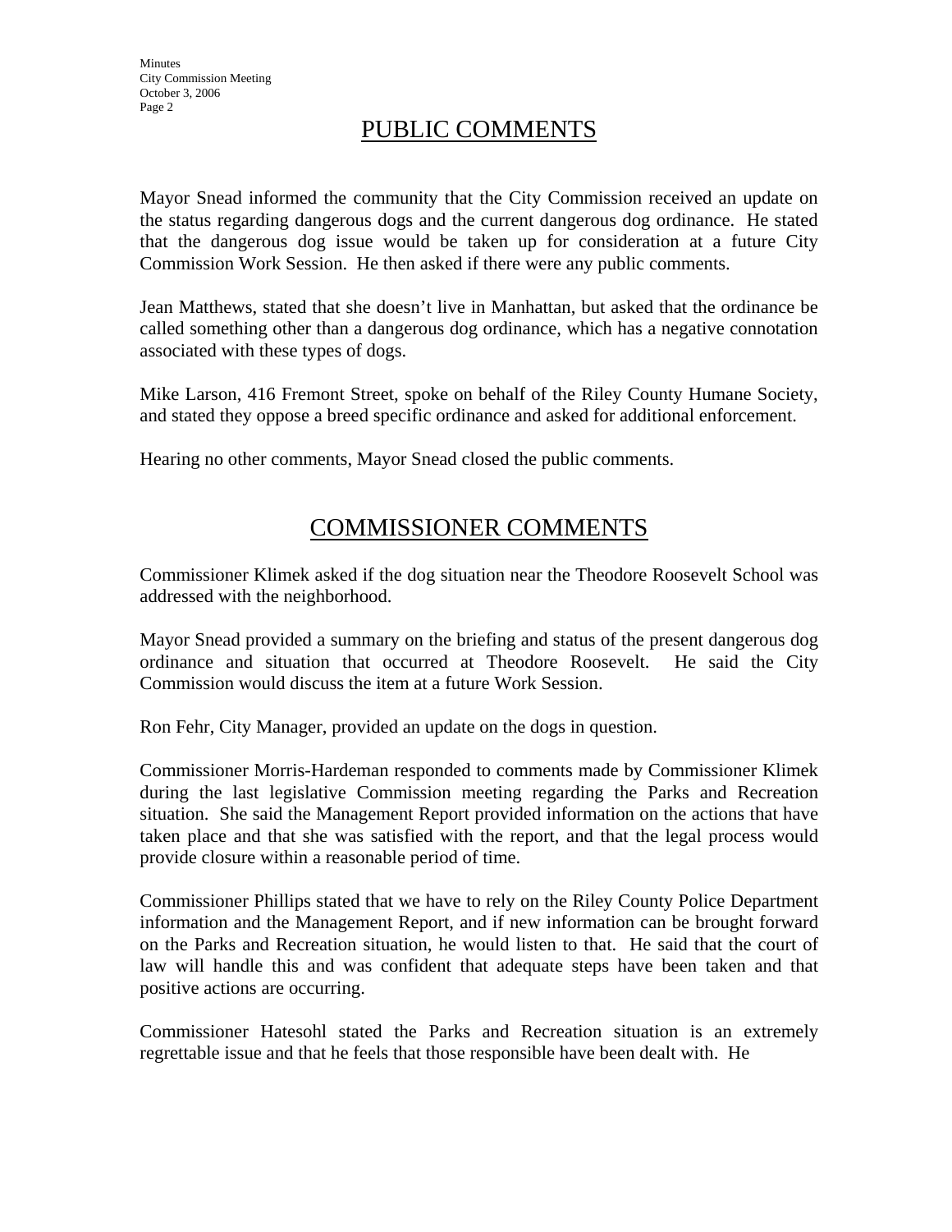## PUBLIC COMMENTS

Mayor Snead informed the community that the City Commission received an update on the status regarding dangerous dogs and the current dangerous dog ordinance. He stated that the dangerous dog issue would be taken up for consideration at a future City Commission Work Session. He then asked if there were any public comments.

Jean Matthews, stated that she doesn't live in Manhattan, but asked that the ordinance be called something other than a dangerous dog ordinance, which has a negative connotation associated with these types of dogs.

Mike Larson, 416 Fremont Street, spoke on behalf of the Riley County Humane Society, and stated they oppose a breed specific ordinance and asked for additional enforcement.

Hearing no other comments, Mayor Snead closed the public comments.

## COMMISSIONER COMMENTS

Commissioner Klimek asked if the dog situation near the Theodore Roosevelt School was addressed with the neighborhood.

Mayor Snead provided a summary on the briefing and status of the present dangerous dog ordinance and situation that occurred at Theodore Roosevelt. He said the City Commission would discuss the item at a future Work Session.

Ron Fehr, City Manager, provided an update on the dogs in question.

Commissioner Morris-Hardeman responded to comments made by Commissioner Klimek during the last legislative Commission meeting regarding the Parks and Recreation situation. She said the Management Report provided information on the actions that have taken place and that she was satisfied with the report, and that the legal process would provide closure within a reasonable period of time.

Commissioner Phillips stated that we have to rely on the Riley County Police Department information and the Management Report, and if new information can be brought forward on the Parks and Recreation situation, he would listen to that. He said that the court of law will handle this and was confident that adequate steps have been taken and that positive actions are occurring.

Commissioner Hatesohl stated the Parks and Recreation situation is an extremely regrettable issue and that he feels that those responsible have been dealt with. He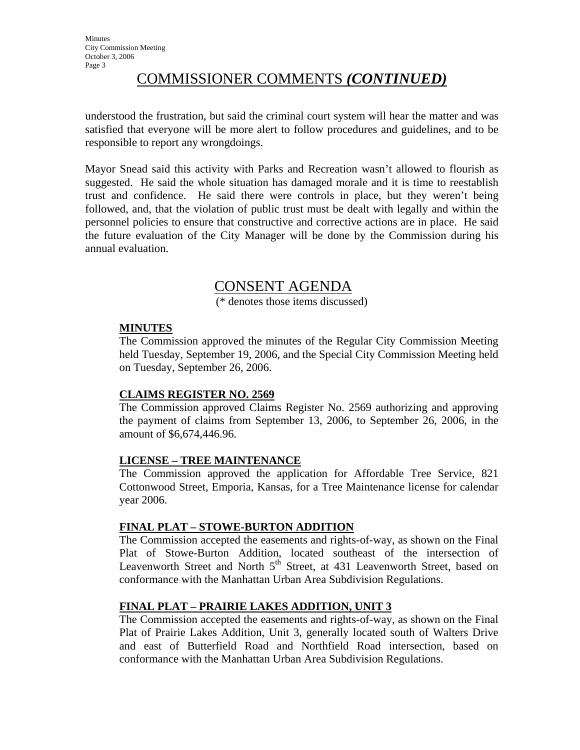## COMMISSIONER COMMENTS *(CONTINUED)*

understood the frustration, but said the criminal court system will hear the matter and was satisfied that everyone will be more alert to follow procedures and guidelines, and to be responsible to report any wrongdoings.

Mayor Snead said this activity with Parks and Recreation wasn't allowed to flourish as suggested. He said the whole situation has damaged morale and it is time to reestablish trust and confidence. He said there were controls in place, but they weren't being followed, and, that the violation of public trust must be dealt with legally and within the personnel policies to ensure that constructive and corrective actions are in place. He said the future evaluation of the City Manager will be done by the Commission during his annual evaluation.

## CONSENT AGENDA

(* denotes those items discussed)

**MINUTES**

The Commission approved the minutes of the Regular City Commission Meeting held Tuesday, September 19, 2006, and the Special City Commission Meeting held on Tuesday, September 26, 2006.

**CLAIMS REGISTER NO. 2569**

The Commission approved Claims Register No. 2569 authorizing and approving the payment of claims from September 13, 2006, to September 26, 2006, in the amount of $6,674,446.96.

**LICENSE – TREE MAINTENANCE**

The Commission approved the application for Affordable Tree Service, 821 Cottonwood Street, Emporia, Kansas, for a Tree Maintenance license for calendar year 2006.

**FINAL PLAT – STOWE-BURTON ADDITION**

The Commission accepted the easements and rights-of-way, as shown on the Final Plat of Stowe-Burton Addition, located southeast of the intersection of Leavenworth Street and North 5th Street, at 431 Leavenworth Street, based on conformance with the Manhattan Urban Area Subdivision Regulations.

**FINAL PLAT – PRAIRIE LAKES ADDITION, UNIT 3**

The Commission accepted the easements and rights-of-way, as shown on the Final Plat of Prairie Lakes Addition, Unit 3, generally located south of Walters Drive and east of Butterfield Road and Northfield Road intersection, based on conformance with the Manhattan Urban Area Subdivision Regulations.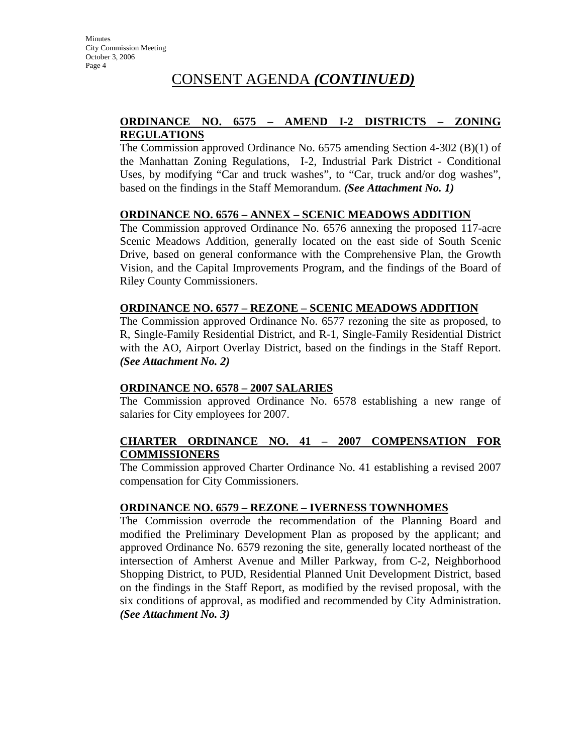# CONSENT AGENDA *(CONTINUED)*

**ORDINANCE NO. 6575 – AMEND I-2 DISTRICTS – ZONING REGULATIONS**

The Commission approved Ordinance No. 6575 amending Section 4-302 (B)(1) of the Manhattan Zoning Regulations, I-2, Industrial Park District - Conditional Uses, by modifying "Car and truck washes", to "Car, truck and/or dog washes", based on the findings in the Staff Memorandum. ***(See Attachment No. 1)***

**ORDINANCE NO. 6576 – ANNEX – SCENIC MEADOWS ADDITION**

The Commission approved Ordinance No. 6576 annexing the proposed 117-acre Scenic Meadows Addition, generally located on the east side of South Scenic Drive, based on general conformance with the Comprehensive Plan, the Growth Vision, and the Capital Improvements Program, and the findings of the Board of Riley County Commissioners.

**ORDINANCE NO. 6577 – REZONE – SCENIC MEADOWS ADDITION**

The Commission approved Ordinance No. 6577 rezoning the site as proposed, to R, Single-Family Residential District, and R-1, Single-Family Residential District with the AO, Airport Overlay District, based on the findings in the Staff Report. ***(See Attachment No. 2)***

**ORDINANCE NO. 6578 – 2007 SALARIES**

The Commission approved Ordinance No. 6578 establishing a new range of salaries for City employees for 2007.

**CHARTER ORDINANCE NO. 41 – 2007 COMPENSATION FOR COMMISSIONERS**

The Commission approved Charter Ordinance No. 41 establishing a revised 2007 compensation for City Commissioners.

**ORDINANCE NO. 6579 – REZONE – IVERNESS TOWNHOMES**

The Commission overrode the recommendation of the Planning Board and modified the Preliminary Development Plan as proposed by the applicant; and approved Ordinance No. 6579 rezoning the site, generally located northeast of the intersection of Amherst Avenue and Miller Parkway, from C-2, Neighborhood Shopping District, to PUD, Residential Planned Unit Development District, based on the findings in the Staff Report, as modified by the revised proposal, with the six conditions of approval, as modified and recommended by City Administration. ***(See Attachment No. 3)***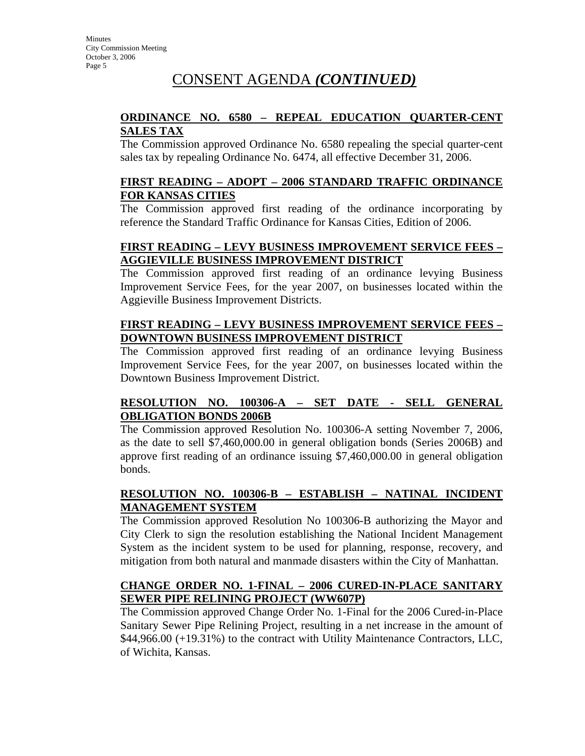# CONSENT AGENDA *(CONTINUED)*

**ORDINANCE NO. 6580 – REPEAL EDUCATION QUARTER-CENT SALES TAX**

The Commission approved Ordinance No. 6580 repealing the special quarter-cent sales tax by repealing Ordinance No. 6474, all effective December 31, 2006.

**FIRST READING – ADOPT – 2006 STANDARD TRAFFIC ORDINANCE FOR KANSAS CITIES**

The Commission approved first reading of the ordinance incorporating by reference the Standard Traffic Ordinance for Kansas Cities, Edition of 2006.

**FIRST READING – LEVY BUSINESS IMPROVEMENT SERVICE FEES – AGGIEVILLE BUSINESS IMPROVEMENT DISTRICT**

The Commission approved first reading of an ordinance levying Business Improvement Service Fees, for the year 2007, on businesses located within the Aggieville Business Improvement Districts.

**FIRST READING – LEVY BUSINESS IMPROVEMENT SERVICE FEES – DOWNTOWN BUSINESS IMPROVEMENT DISTRICT**

The Commission approved first reading of an ordinance levying Business Improvement Service Fees, for the year 2007, on businesses located within the Downtown Business Improvement District.

**RESOLUTION NO. 100306-A – SET DATE - SELL GENERAL OBLIGATION BONDS 2006B**

The Commission approved Resolution No. 100306-A setting November 7, 2006, as the date to sell $7,460,000.00 in general obligation bonds (Series 2006B) and approve first reading of an ordinance issuing $7,460,000.00 in general obligation bonds.

**RESOLUTION NO. 100306-B – ESTABLISH – NATINAL INCIDENT MANAGEMENT SYSTEM**

The Commission approved Resolution No 100306-B authorizing the Mayor and City Clerk to sign the resolution establishing the National Incident Management System as the incident system to be used for planning, response, recovery, and mitigation from both natural and manmade disasters within the City of Manhattan.

**CHANGE ORDER NO. 1-FINAL – 2006 CURED-IN-PLACE SANITARY SEWER PIPE RELINING PROJECT (WW607P)**

The Commission approved Change Order No. 1-Final for the 2006 Cured-in-Place Sanitary Sewer Pipe Relining Project, resulting in a net increase in the amount of $44,966.00 (+19.31%) to the contract with Utility Maintenance Contractors, LLC, of Wichita, Kansas.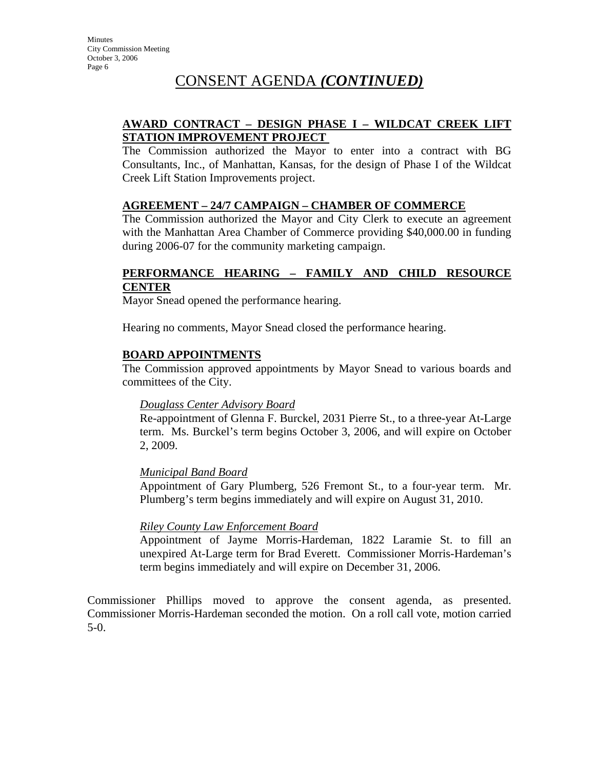# CONSENT AGENDA *(CONTINUED)*

**AWARD CONTRACT – DESIGN PHASE I – WILDCAT CREEK LIFT STATION IMPROVEMENT PROJECT**

The Commission authorized the Mayor to enter into a contract with BG Consultants, Inc., of Manhattan, Kansas, for the design of Phase I of the Wildcat Creek Lift Station Improvements project.

**AGREEMENT – 24/7 CAMPAIGN – CHAMBER OF COMMERCE**

The Commission authorized the Mayor and City Clerk to execute an agreement with the Manhattan Area Chamber of Commerce providing $40,000.00 in funding during 2006-07 for the community marketing campaign.

**PERFORMANCE HEARING – FAMILY AND CHILD RESOURCE CENTER**

Mayor Snead opened the performance hearing.

Hearing no comments, Mayor Snead closed the performance hearing.

**BOARD APPOINTMENTS**

The Commission approved appointments by Mayor Snead to various boards and committees of the City.

*Douglass Center Advisory Board*

Re-appointment of Glenna F. Burckel, 2031 Pierre St., to a three-year At-Large term. Ms. Burckel's term begins October 3, 2006, and will expire on October 2, 2009.

*Municipal Band Board*

Appointment of Gary Plumberg, 526 Fremont St., to a four-year term. Mr. Plumberg's term begins immediately and will expire on August 31, 2010.

*Riley County Law Enforcement Board*

Appointment of Jayme Morris-Hardeman, 1822 Laramie St. to fill an unexpired At-Large term for Brad Everett. Commissioner Morris-Hardeman's term begins immediately and will expire on December 31, 2006.

Commissioner Phillips moved to approve the consent agenda, as presented. Commissioner Morris-Hardeman seconded the motion. On a roll call vote, motion carried 5-0.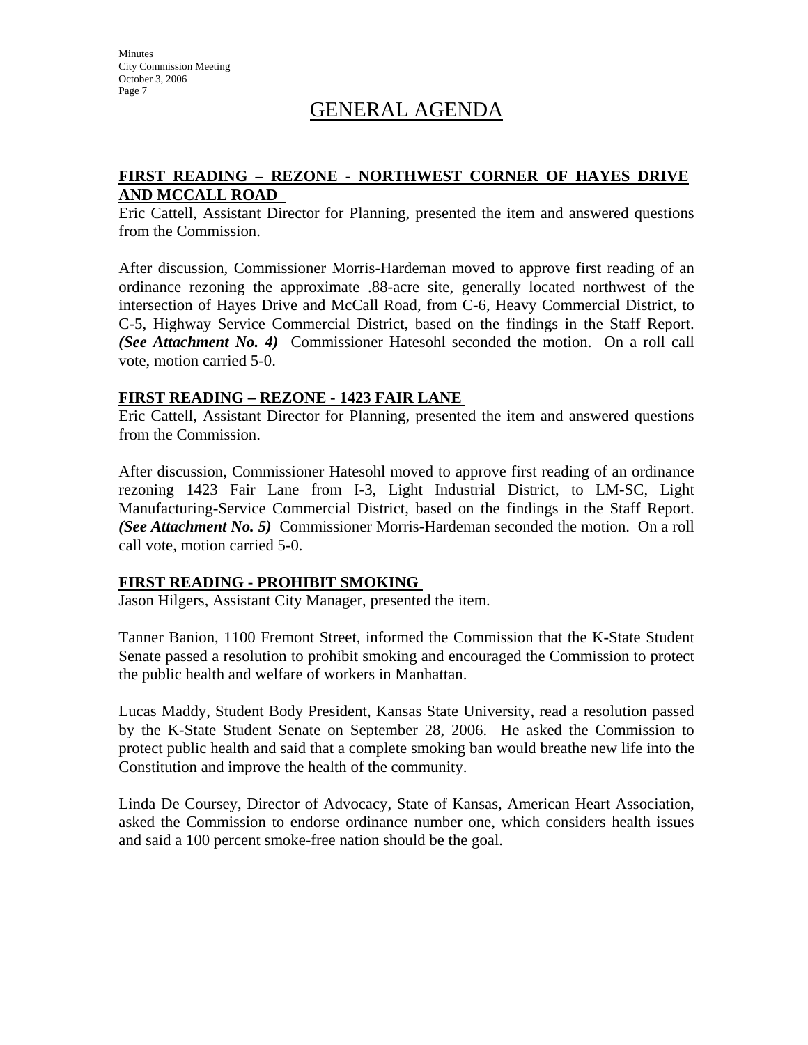# GENERAL AGENDA

**FIRST READING – REZONE - NORTHWEST CORNER OF HAYES DRIVE AND MCCALL ROAD**

Eric Cattell, Assistant Director for Planning, presented the item and answered questions from the Commission.

After discussion, Commissioner Morris-Hardeman moved to approve first reading of an ordinance rezoning the approximate .88-acre site, generally located northwest of the intersection of Hayes Drive and McCall Road, from C-6, Heavy Commercial District, to C-5, Highway Service Commercial District, based on the findings in the Staff Report. ***(See Attachment No. 4)*** Commissioner Hatesohl seconded the motion. On a roll call vote, motion carried 5-0.

**FIRST READING – REZONE - 1423 FAIR LANE**

Eric Cattell, Assistant Director for Planning, presented the item and answered questions from the Commission.

After discussion, Commissioner Hatesohl moved to approve first reading of an ordinance rezoning 1423 Fair Lane from I-3, Light Industrial District, to LM-SC, Light Manufacturing-Service Commercial District, based on the findings in the Staff Report. ***(See Attachment No. 5)*** Commissioner Morris-Hardeman seconded the motion. On a roll call vote, motion carried 5-0.

**FIRST READING - PROHIBIT SMOKING**

Jason Hilgers, Assistant City Manager, presented the item.

Tanner Banion, 1100 Fremont Street, informed the Commission that the K-State Student Senate passed a resolution to prohibit smoking and encouraged the Commission to protect the public health and welfare of workers in Manhattan.

Lucas Maddy, Student Body President, Kansas State University, read a resolution passed by the K-State Student Senate on September 28, 2006. He asked the Commission to protect public health and said that a complete smoking ban would breathe new life into the Constitution and improve the health of the community.

Linda De Coursey, Director of Advocacy, State of Kansas, American Heart Association, asked the Commission to endorse ordinance number one, which considers health issues and said a 100 percent smoke-free nation should be the goal.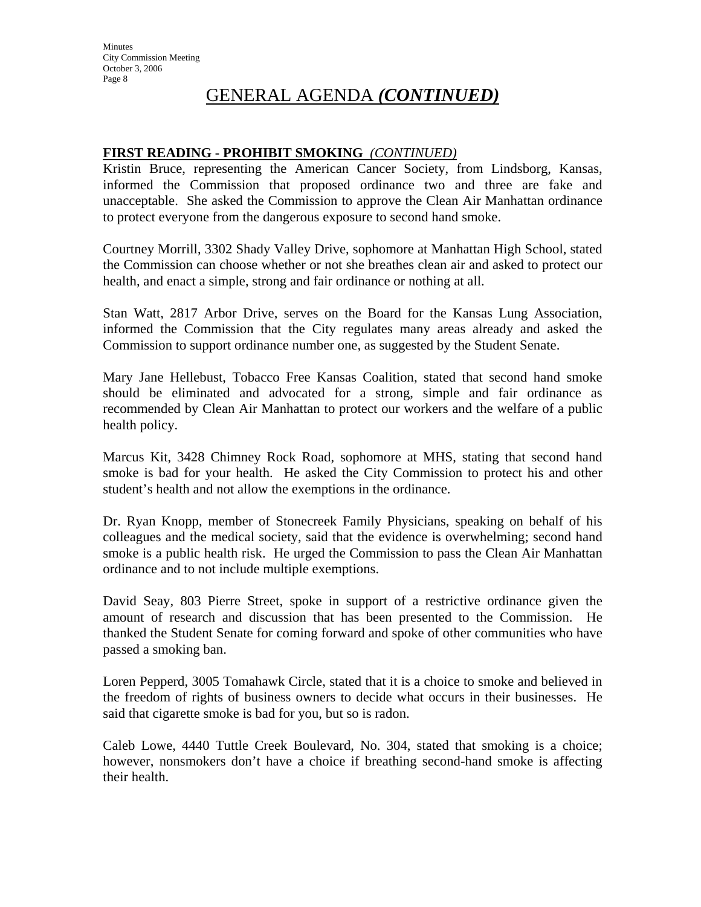# GENERAL AGENDA *(CONTINUED)*

**FIRST READING - PROHIBIT SMOKING** *(CONTINUED)*

Kristin Bruce, representing the American Cancer Society, from Lindsborg, Kansas, informed the Commission that proposed ordinance two and three are fake and unacceptable. She asked the Commission to approve the Clean Air Manhattan ordinance to protect everyone from the dangerous exposure to second hand smoke.

Courtney Morrill, 3302 Shady Valley Drive, sophomore at Manhattan High School, stated the Commission can choose whether or not she breathes clean air and asked to protect our health, and enact a simple, strong and fair ordinance or nothing at all.

Stan Watt, 2817 Arbor Drive, serves on the Board for the Kansas Lung Association, informed the Commission that the City regulates many areas already and asked the Commission to support ordinance number one, as suggested by the Student Senate.

Mary Jane Hellebust, Tobacco Free Kansas Coalition, stated that second hand smoke should be eliminated and advocated for a strong, simple and fair ordinance as recommended by Clean Air Manhattan to protect our workers and the welfare of a public health policy.

Marcus Kit, 3428 Chimney Rock Road, sophomore at MHS, stating that second hand smoke is bad for your health. He asked the City Commission to protect his and other student's health and not allow the exemptions in the ordinance.

Dr. Ryan Knopp, member of Stonecreek Family Physicians, speaking on behalf of his colleagues and the medical society, said that the evidence is overwhelming; second hand smoke is a public health risk. He urged the Commission to pass the Clean Air Manhattan ordinance and to not include multiple exemptions.

David Seay, 803 Pierre Street, spoke in support of a restrictive ordinance given the amount of research and discussion that has been presented to the Commission. He thanked the Student Senate for coming forward and spoke of other communities who have passed a smoking ban.

Loren Pepperd, 3005 Tomahawk Circle, stated that it is a choice to smoke and believed in the freedom of rights of business owners to decide what occurs in their businesses. He said that cigarette smoke is bad for you, but so is radon.

Caleb Lowe, 4440 Tuttle Creek Boulevard, No. 304, stated that smoking is a choice; however, nonsmokers don't have a choice if breathing second-hand smoke is affecting their health.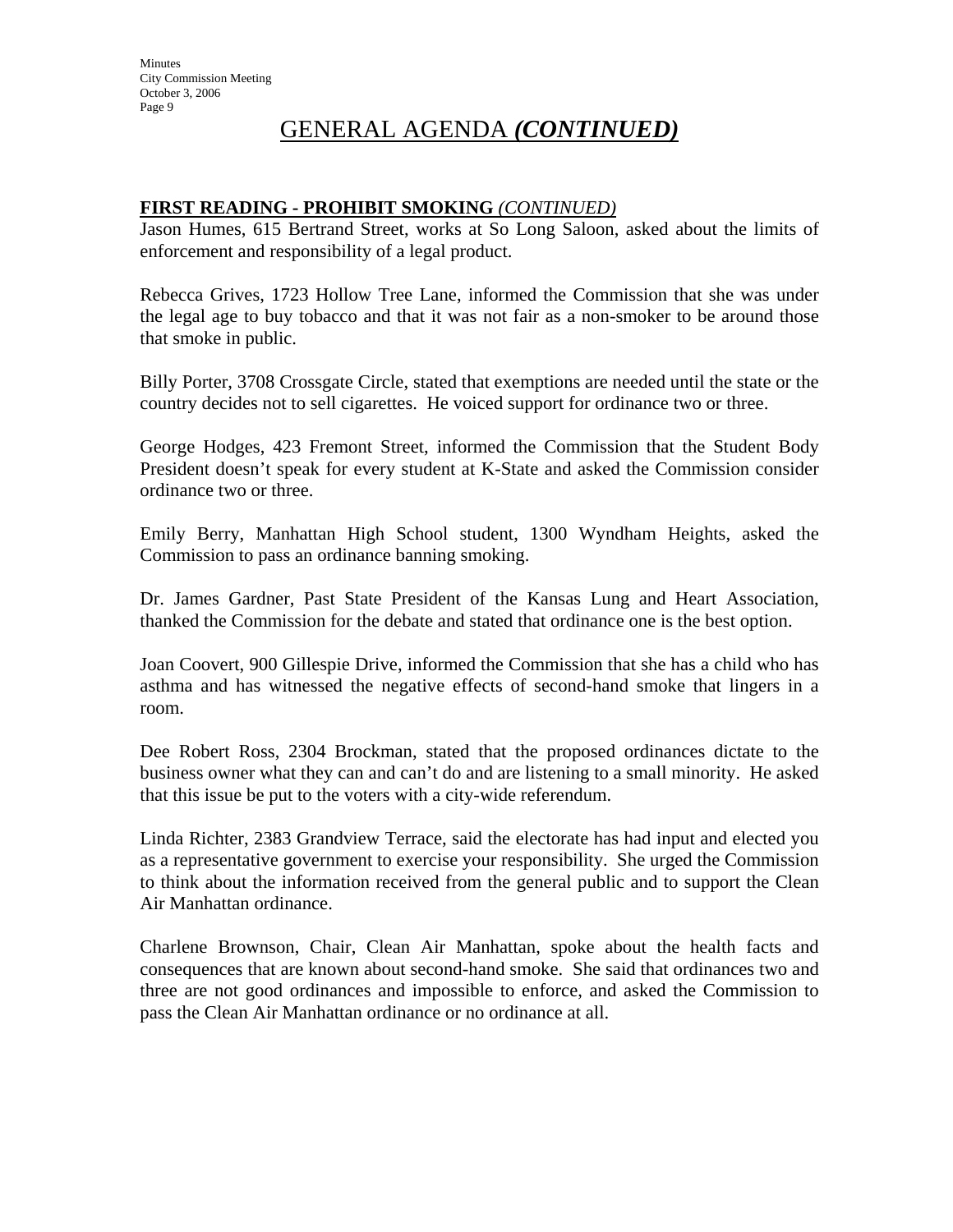# GENERAL AGENDA *(CONTINUED)*

**FIRST READING - PROHIBIT SMOKING** *(CONTINUED)*

Jason Humes, 615 Bertrand Street, works at So Long Saloon, asked about the limits of enforcement and responsibility of a legal product.

Rebecca Grives, 1723 Hollow Tree Lane, informed the Commission that she was under the legal age to buy tobacco and that it was not fair as a non-smoker to be around those that smoke in public.

Billy Porter, 3708 Crossgate Circle, stated that exemptions are needed until the state or the country decides not to sell cigarettes. He voiced support for ordinance two or three.

George Hodges, 423 Fremont Street, informed the Commission that the Student Body President doesn't speak for every student at K-State and asked the Commission consider ordinance two or three.

Emily Berry, Manhattan High School student, 1300 Wyndham Heights, asked the Commission to pass an ordinance banning smoking.

Dr. James Gardner, Past State President of the Kansas Lung and Heart Association, thanked the Commission for the debate and stated that ordinance one is the best option.

Joan Coovert, 900 Gillespie Drive, informed the Commission that she has a child who has asthma and has witnessed the negative effects of second-hand smoke that lingers in a room.

Dee Robert Ross, 2304 Brockman, stated that the proposed ordinances dictate to the business owner what they can and can't do and are listening to a small minority. He asked that this issue be put to the voters with a city-wide referendum.

Linda Richter, 2383 Grandview Terrace, said the electorate has had input and elected you as a representative government to exercise your responsibility. She urged the Commission to think about the information received from the general public and to support the Clean Air Manhattan ordinance.

Charlene Brownson, Chair, Clean Air Manhattan, spoke about the health facts and consequences that are known about second-hand smoke. She said that ordinances two and three are not good ordinances and impossible to enforce, and asked the Commission to pass the Clean Air Manhattan ordinance or no ordinance at all.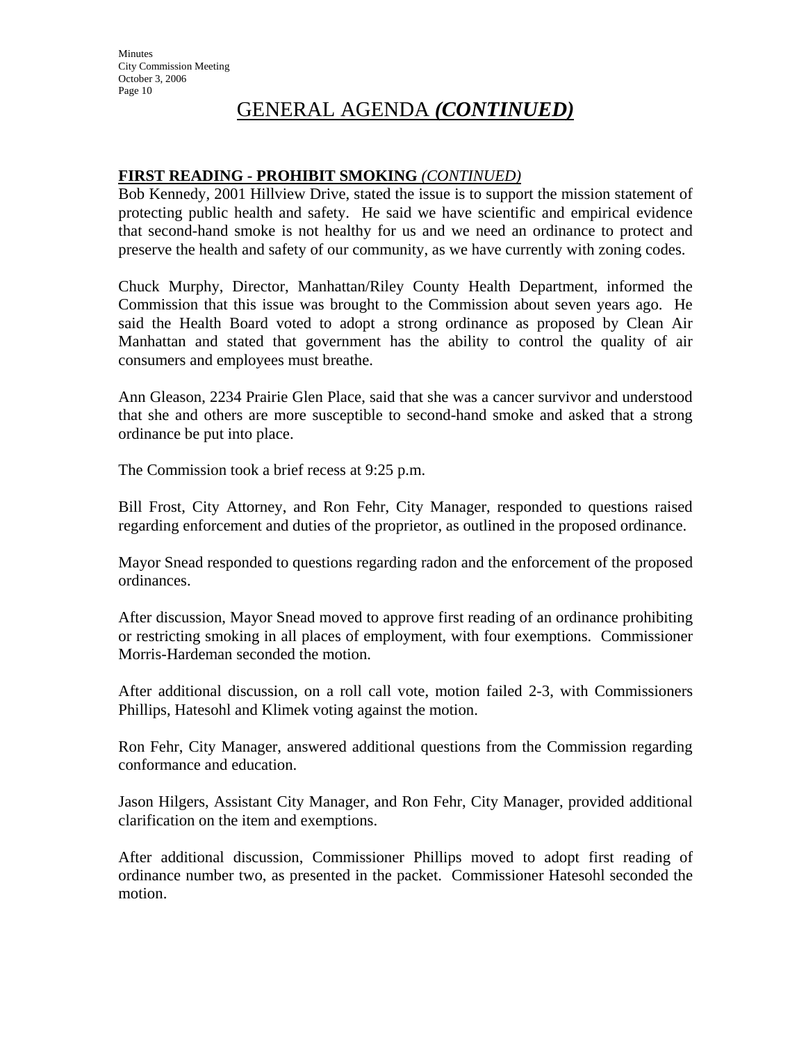# GENERAL AGENDA *(CONTINUED)*

**FIRST READING - PROHIBIT SMOKING** *(CONTINUED)*

Bob Kennedy, 2001 Hillview Drive, stated the issue is to support the mission statement of protecting public health and safety. He said we have scientific and empirical evidence that second-hand smoke is not healthy for us and we need an ordinance to protect and preserve the health and safety of our community, as we have currently with zoning codes.

Chuck Murphy, Director, Manhattan/Riley County Health Department, informed the Commission that this issue was brought to the Commission about seven years ago. He said the Health Board voted to adopt a strong ordinance as proposed by Clean Air Manhattan and stated that government has the ability to control the quality of air consumers and employees must breathe.

Ann Gleason, 2234 Prairie Glen Place, said that she was a cancer survivor and understood that she and others are more susceptible to second-hand smoke and asked that a strong ordinance be put into place.

The Commission took a brief recess at 9:25 p.m.

Bill Frost, City Attorney, and Ron Fehr, City Manager, responded to questions raised regarding enforcement and duties of the proprietor, as outlined in the proposed ordinance.

Mayor Snead responded to questions regarding radon and the enforcement of the proposed ordinances.

After discussion, Mayor Snead moved to approve first reading of an ordinance prohibiting or restricting smoking in all places of employment, with four exemptions. Commissioner Morris-Hardeman seconded the motion.

After additional discussion, on a roll call vote, motion failed 2-3, with Commissioners Phillips, Hatesohl and Klimek voting against the motion.

Ron Fehr, City Manager, answered additional questions from the Commission regarding conformance and education.

Jason Hilgers, Assistant City Manager, and Ron Fehr, City Manager, provided additional clarification on the item and exemptions.

After additional discussion, Commissioner Phillips moved to adopt first reading of ordinance number two, as presented in the packet. Commissioner Hatesohl seconded the motion.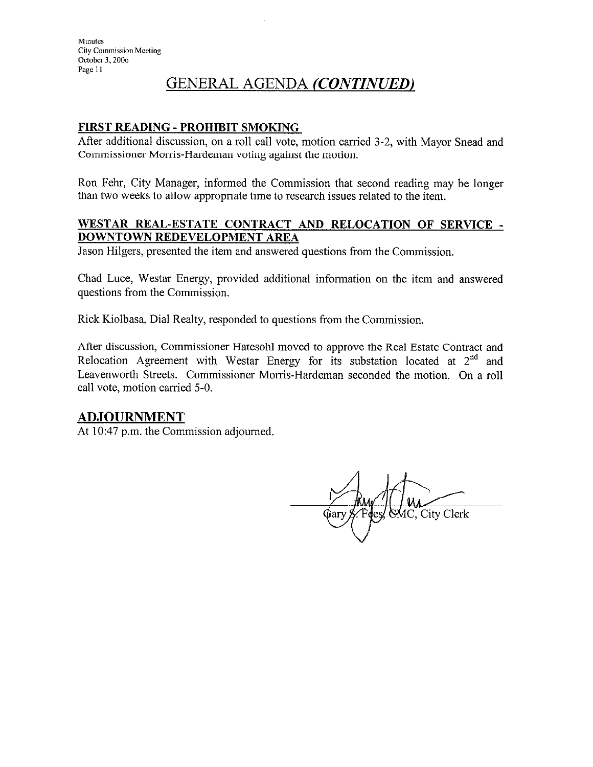# GENERAL AGENDA *(CONTINUED)*

**FIRST READING - PROHIBIT SMOKING**

After additional discussion, on a roll call vote, motion carried 3-2, with Mayor Snead and Commissioner Morris-Hardeman voting against the motion.

Ron Fehr, City Manager, informed the Commission that second reading may be longer than two weeks to allow appropriate time to research issues related to the item.

**WESTAR REAL-ESTATE CONTRACT AND RELOCATION OF SERVICE - DOWNTOWN REDEVELOPMENT AREA**

Jason Hilgers, presented the item and answered questions from the Commission.

Chad Luce, Westar Energy, provided additional information on the item and answered questions from the Commission.

Rick Kiolbasa, Dial Realty, responded to questions from the Commission.

After discussion, Commissioner Hatesohl moved to approve the Real Estate Contract and Relocation Agreement with Westar Energy for its substation located at 2nd and Leavenworth Streets. Commissioner Morris-Hardeman seconded the motion. On a roll call vote, motion carried 5-0.

## ADJOURNMENT

At 10:47 p.m. the Commission adjourned.

Gary S. Fees, CMC, City Clerk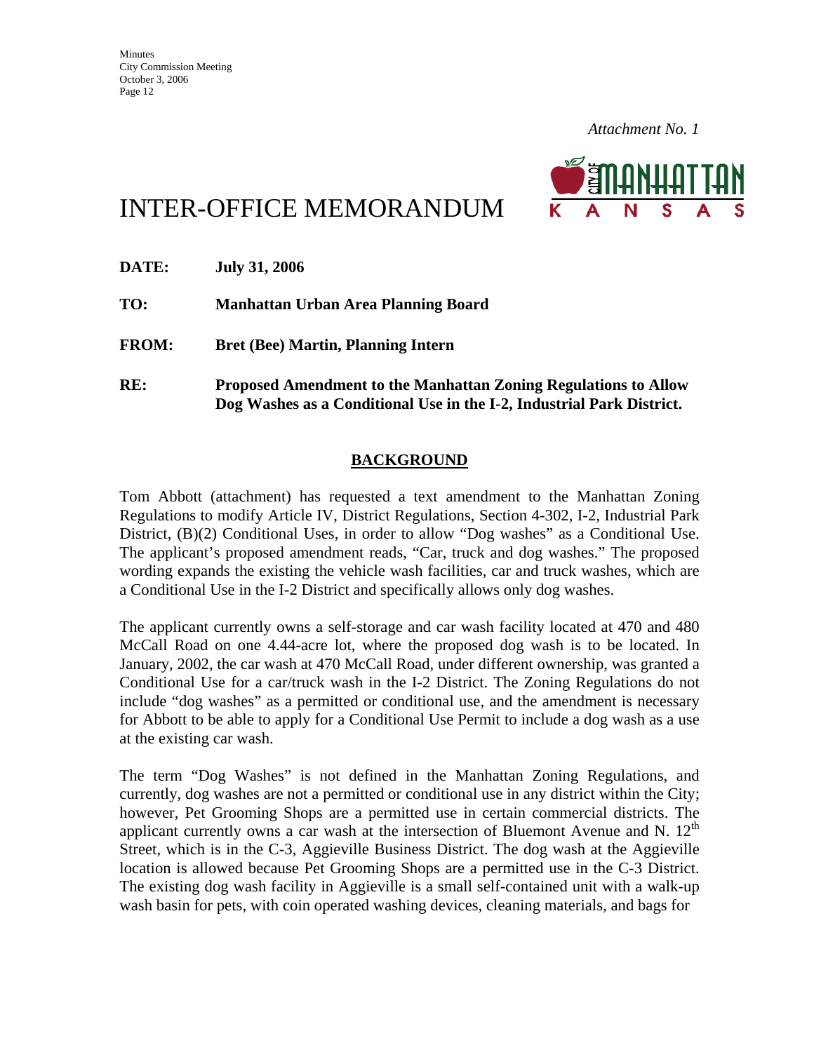*Attachment No. 1*

# INTER-OFFICE MEMORANDUM

**DATE:** **July 31, 2006**

**TO:** **Manhattan Urban Area Planning Board**

**FROM:** **Bret (Bee) Martin, Planning Intern**

**RE:** **Proposed Amendment to the Manhattan Zoning Regulations to Allow Dog Washes as a Conditional Use in the I-2, Industrial Park District.**

## BACKGROUND

Tom Abbott (attachment) has requested a text amendment to the Manhattan Zoning Regulations to modify Article IV, District Regulations, Section 4-302, I-2, Industrial Park District, (B)(2) Conditional Uses, in order to allow "Dog washes" as a Conditional Use. The applicant's proposed amendment reads, "Car, truck and dog washes." The proposed wording expands the existing the vehicle wash facilities, car and truck washes, which are a Conditional Use in the I-2 District and specifically allows only dog washes.

The applicant currently owns a self-storage and car wash facility located at 470 and 480 McCall Road on one 4.44-acre lot, where the proposed dog wash is to be located. In January, 2002, the car wash at 470 McCall Road, under different ownership, was granted a Conditional Use for a car/truck wash in the I-2 District. The Zoning Regulations do not include "dog washes" as a permitted or conditional use, and the amendment is necessary for Abbott to be able to apply for a Conditional Use Permit to include a dog wash as a use at the existing car wash.

The term "Dog Washes" is not defined in the Manhattan Zoning Regulations, and currently, dog washes are not a permitted or conditional use in any district within the City; however, Pet Grooming Shops are a permitted use in certain commercial districts. The applicant currently owns a car wash at the intersection of Bluemont Avenue and N. 12th Street, which is in the C-3, Aggieville Business District. The dog wash at the Aggieville location is allowed because Pet Grooming Shops are a permitted use in the C-3 District. The existing dog wash facility in Aggieville is a small self-contained unit with a walk-up wash basin for pets, with coin operated washing devices, cleaning materials, and bags for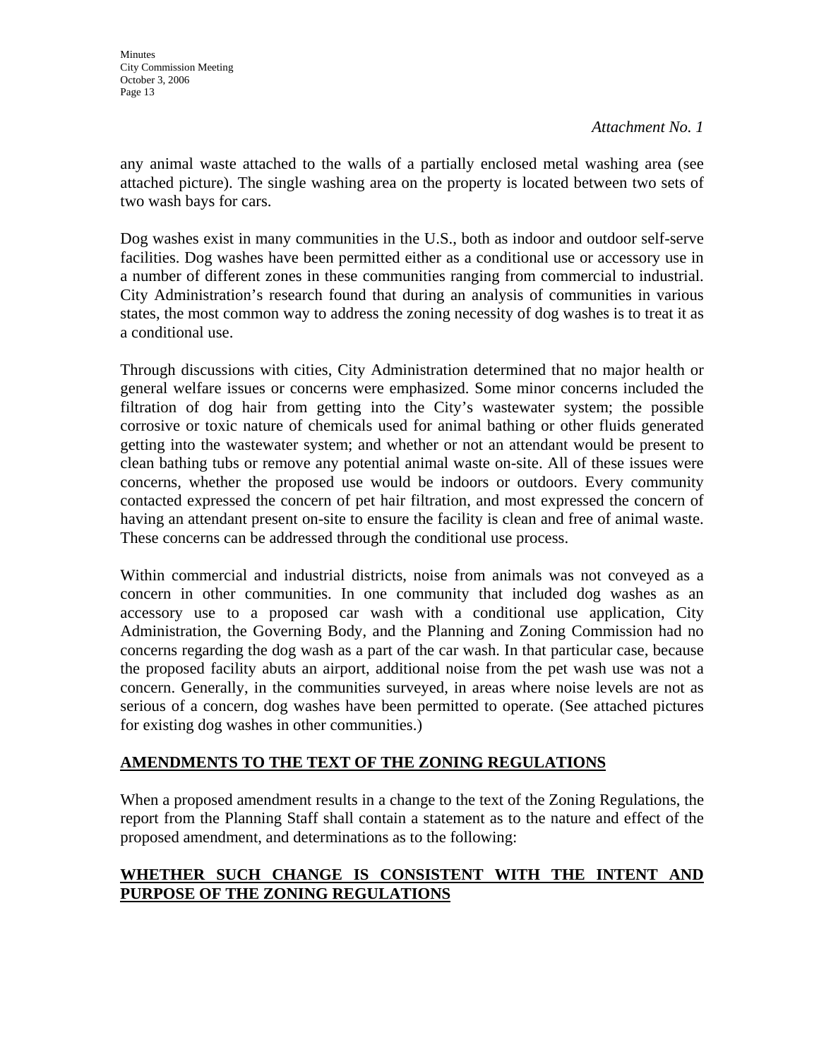*Attachment No. 1*

any animal waste attached to the walls of a partially enclosed metal washing area (see attached picture). The single washing area on the property is located between two sets of two wash bays for cars.

Dog washes exist in many communities in the U.S., both as indoor and outdoor self-serve facilities. Dog washes have been permitted either as a conditional use or accessory use in a number of different zones in these communities ranging from commercial to industrial. City Administration's research found that during an analysis of communities in various states, the most common way to address the zoning necessity of dog washes is to treat it as a conditional use.

Through discussions with cities, City Administration determined that no major health or general welfare issues or concerns were emphasized. Some minor concerns included the filtration of dog hair from getting into the City's wastewater system; the possible corrosive or toxic nature of chemicals used for animal bathing or other fluids generated getting into the wastewater system; and whether or not an attendant would be present to clean bathing tubs or remove any potential animal waste on-site. All of these issues were concerns, whether the proposed use would be indoors or outdoors. Every community contacted expressed the concern of pet hair filtration, and most expressed the concern of having an attendant present on-site to ensure the facility is clean and free of animal waste. These concerns can be addressed through the conditional use process.

Within commercial and industrial districts, noise from animals was not conveyed as a concern in other communities. In one community that included dog washes as an accessory use to a proposed car wash with a conditional use application, City Administration, the Governing Body, and the Planning and Zoning Commission had no concerns regarding the dog wash as a part of the car wash. In that particular case, because the proposed facility abuts an airport, additional noise from the pet wash use was not a concern. Generally, in the communities surveyed, in areas where noise levels are not as serious of a concern, dog washes have been permitted to operate. (See attached pictures for existing dog washes in other communities.)

## AMENDMENTS TO THE TEXT OF THE ZONING REGULATIONS

When a proposed amendment results in a change to the text of the Zoning Regulations, the report from the Planning Staff shall contain a statement as to the nature and effect of the proposed amendment, and determinations as to the following:

## WHETHER SUCH CHANGE IS CONSISTENT WITH THE INTENT AND PURPOSE OF THE ZONING REGULATIONS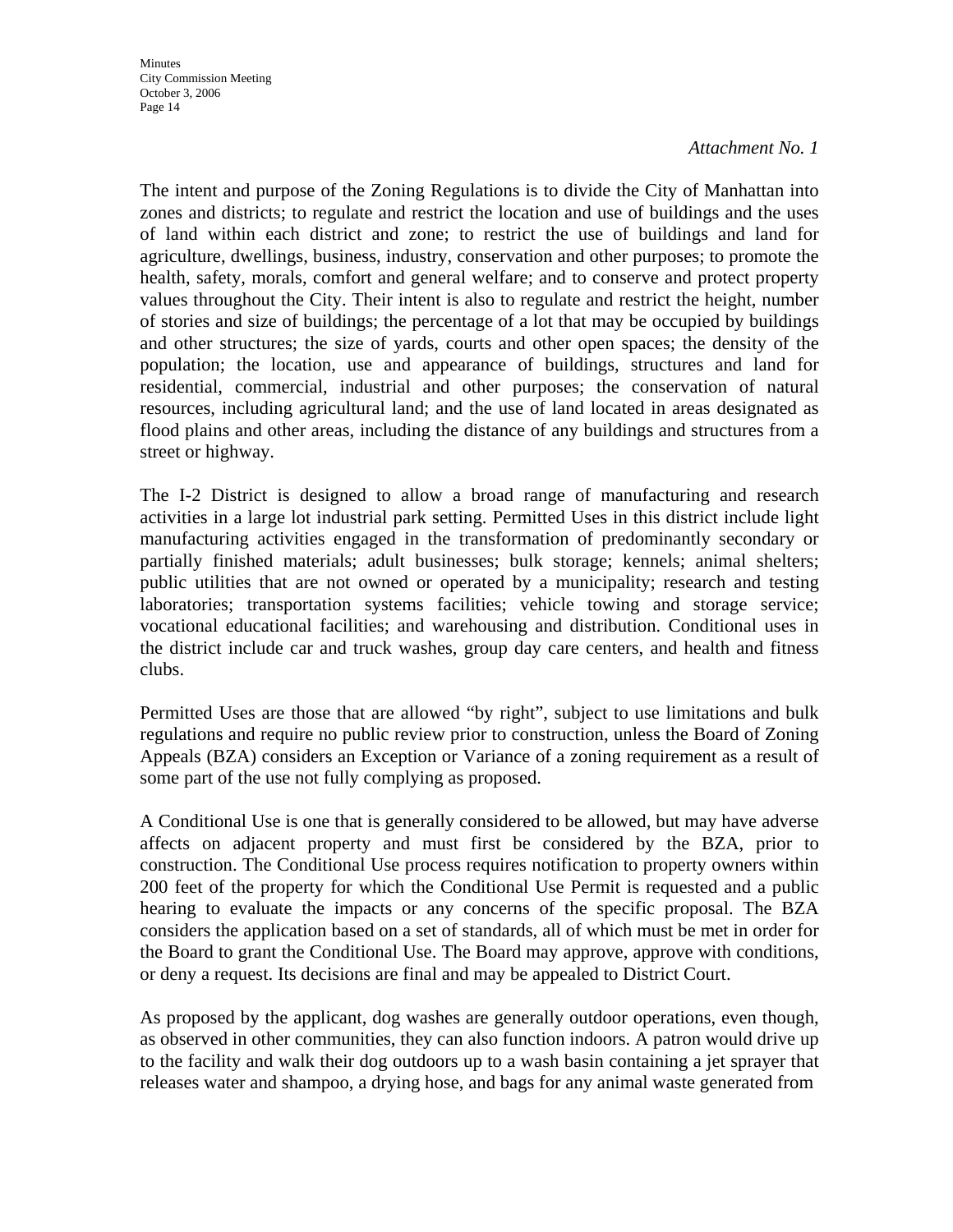*Attachment No. 1*

The intent and purpose of the Zoning Regulations is to divide the City of Manhattan into zones and districts; to regulate and restrict the location and use of buildings and the uses of land within each district and zone; to restrict the use of buildings and land for agriculture, dwellings, business, industry, conservation and other purposes; to promote the health, safety, morals, comfort and general welfare; and to conserve and protect property values throughout the City. Their intent is also to regulate and restrict the height, number of stories and size of buildings; the percentage of a lot that may be occupied by buildings and other structures; the size of yards, courts and other open spaces; the density of the population; the location, use and appearance of buildings, structures and land for residential, commercial, industrial and other purposes; the conservation of natural resources, including agricultural land; and the use of land located in areas designated as flood plains and other areas, including the distance of any buildings and structures from a street or highway.

The I-2 District is designed to allow a broad range of manufacturing and research activities in a large lot industrial park setting. Permitted Uses in this district include light manufacturing activities engaged in the transformation of predominantly secondary or partially finished materials; adult businesses; bulk storage; kennels; animal shelters; public utilities that are not owned or operated by a municipality; research and testing laboratories; transportation systems facilities; vehicle towing and storage service; vocational educational facilities; and warehousing and distribution. Conditional uses in the district include car and truck washes, group day care centers, and health and fitness clubs.

Permitted Uses are those that are allowed "by right", subject to use limitations and bulk regulations and require no public review prior to construction, unless the Board of Zoning Appeals (BZA) considers an Exception or Variance of a zoning requirement as a result of some part of the use not fully complying as proposed.

A Conditional Use is one that is generally considered to be allowed, but may have adverse affects on adjacent property and must first be considered by the BZA, prior to construction. The Conditional Use process requires notification to property owners within 200 feet of the property for which the Conditional Use Permit is requested and a public hearing to evaluate the impacts or any concerns of the specific proposal. The BZA considers the application based on a set of standards, all of which must be met in order for the Board to grant the Conditional Use. The Board may approve, approve with conditions, or deny a request. Its decisions are final and may be appealed to District Court.

As proposed by the applicant, dog washes are generally outdoor operations, even though, as observed in other communities, they can also function indoors. A patron would drive up to the facility and walk their dog outdoors up to a wash basin containing a jet sprayer that releases water and shampoo, a drying hose, and bags for any animal waste generated from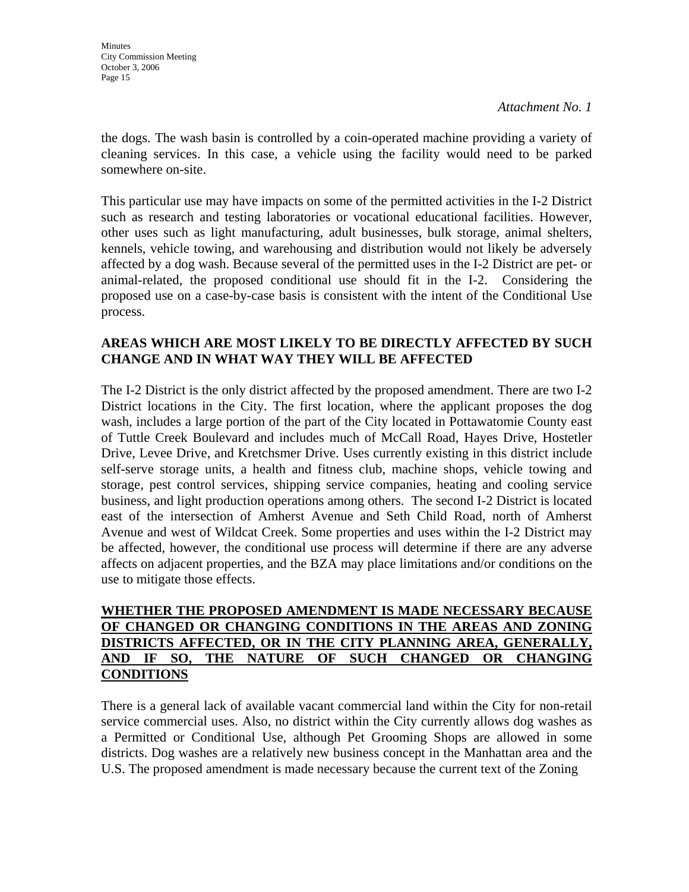*Attachment No. 1*

the dogs. The wash basin is controlled by a coin-operated machine providing a variety of cleaning services. In this case, a vehicle using the facility would need to be parked somewhere on-site.

This particular use may have impacts on some of the permitted activities in the I-2 District such as research and testing laboratories or vocational educational facilities. However, other uses such as light manufacturing, adult businesses, bulk storage, animal shelters, kennels, vehicle towing, and warehousing and distribution would not likely be adversely affected by a dog wash. Because several of the permitted uses in the I-2 District are pet- or animal-related, the proposed conditional use should fit in the I-2. Considering the proposed use on a case-by-case basis is consistent with the intent of the Conditional Use process.

**AREAS WHICH ARE MOST LIKELY TO BE DIRECTLY AFFECTED BY SUCH CHANGE AND IN WHAT WAY THEY WILL BE AFFECTED**

The I-2 District is the only district affected by the proposed amendment. There are two I-2 District locations in the City. The first location, where the applicant proposes the dog wash, includes a large portion of the part of the City located in Pottawatomie County east of Tuttle Creek Boulevard and includes much of McCall Road, Hayes Drive, Hostetler Drive, Levee Drive, and Kretchsmer Drive. Uses currently existing in this district include self-serve storage units, a health and fitness club, machine shops, vehicle towing and storage, pest control services, shipping service companies, heating and cooling service business, and light production operations among others. The second I-2 District is located east of the intersection of Amherst Avenue and Seth Child Road, north of Amherst Avenue and west of Wildcat Creek. Some properties and uses within the I-2 District may be affected, however, the conditional use process will determine if there are any adverse affects on adjacent properties, and the BZA may place limitations and/or conditions on the use to mitigate those effects.

**WHETHER THE PROPOSED AMENDMENT IS MADE NECESSARY BECAUSE OF CHANGED OR CHANGING CONDITIONS IN THE AREAS AND ZONING DISTRICTS AFFECTED, OR IN THE CITY PLANNING AREA, GENERALLY, AND IF SO, THE NATURE OF SUCH CHANGED OR CHANGING CONDITIONS**

There is a general lack of available vacant commercial land within the City for non-retail service commercial uses. Also, no district within the City currently allows dog washes as a Permitted or Conditional Use, although Pet Grooming Shops are allowed in some districts. Dog washes are a relatively new business concept in the Manhattan area and the U.S. The proposed amendment is made necessary because the current text of the Zoning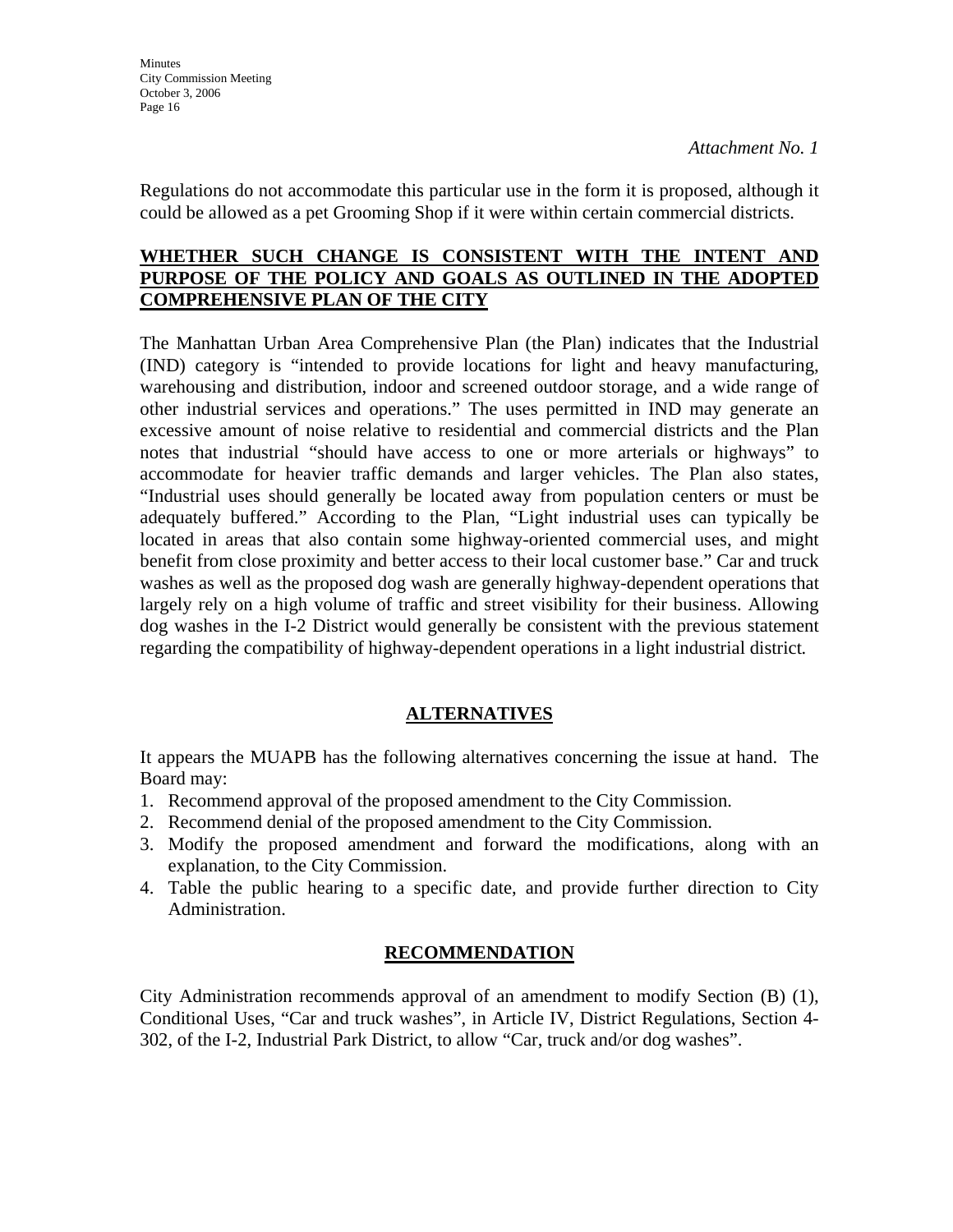*Attachment No. 1*

Regulations do not accommodate this particular use in the form it is proposed, although it could be allowed as a pet Grooming Shop if it were within certain commercial districts.

**WHETHER SUCH CHANGE IS CONSISTENT WITH THE INTENT AND PURPOSE OF THE POLICY AND GOALS AS OUTLINED IN THE ADOPTED COMPREHENSIVE PLAN OF THE CITY**

The Manhattan Urban Area Comprehensive Plan (the Plan) indicates that the Industrial (IND) category is "intended to provide locations for light and heavy manufacturing, warehousing and distribution, indoor and screened outdoor storage, and a wide range of other industrial services and operations." The uses permitted in IND may generate an excessive amount of noise relative to residential and commercial districts and the Plan notes that industrial "should have access to one or more arterials or highways" to accommodate for heavier traffic demands and larger vehicles. The Plan also states, "Industrial uses should generally be located away from population centers or must be adequately buffered." According to the Plan, "Light industrial uses can typically be located in areas that also contain some highway-oriented commercial uses, and might benefit from close proximity and better access to their local customer base." Car and truck washes as well as the proposed dog wash are generally highway-dependent operations that largely rely on a high volume of traffic and street visibility for their business. Allowing dog washes in the I-2 District would generally be consistent with the previous statement regarding the compatibility of highway-dependent operations in a light industrial district.

**ALTERNATIVES**

It appears the MUAPB has the following alternatives concerning the issue at hand. The Board may:

1. Recommend approval of the proposed amendment to the City Commission.
2. Recommend denial of the proposed amendment to the City Commission.
3. Modify the proposed amendment and forward the modifications, along with an explanation, to the City Commission.
4. Table the public hearing to a specific date, and provide further direction to City Administration.

**RECOMMENDATION**

City Administration recommends approval of an amendment to modify Section (B) (1), Conditional Uses, "Car and truck washes", in Article IV, District Regulations, Section 4-302, of the I-2, Industrial Park District, to allow "Car, truck and/or dog washes".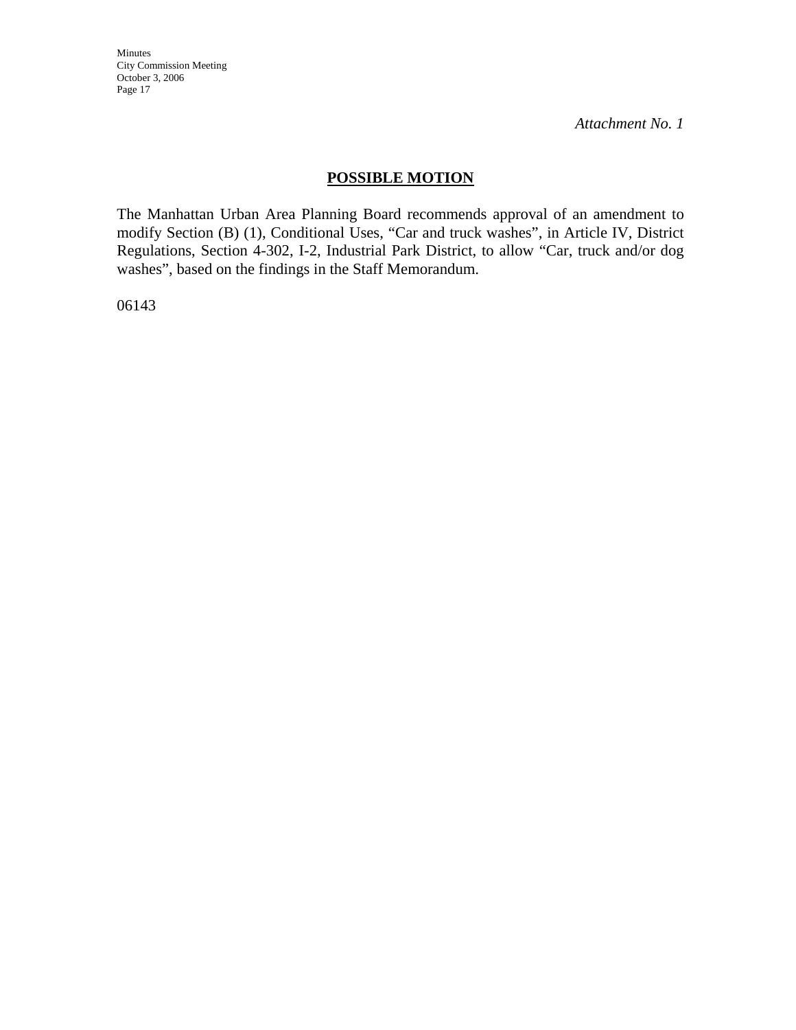*Attachment No. 1*

## POSSIBLE MOTION

The Manhattan Urban Area Planning Board recommends approval of an amendment to modify Section (B) (1), Conditional Uses, “Car and truck washes”, in Article IV, District Regulations, Section 4-302, I-2, Industrial Park District, to allow “Car, truck and/or dog washes”, based on the findings in the Staff Memorandum.

06143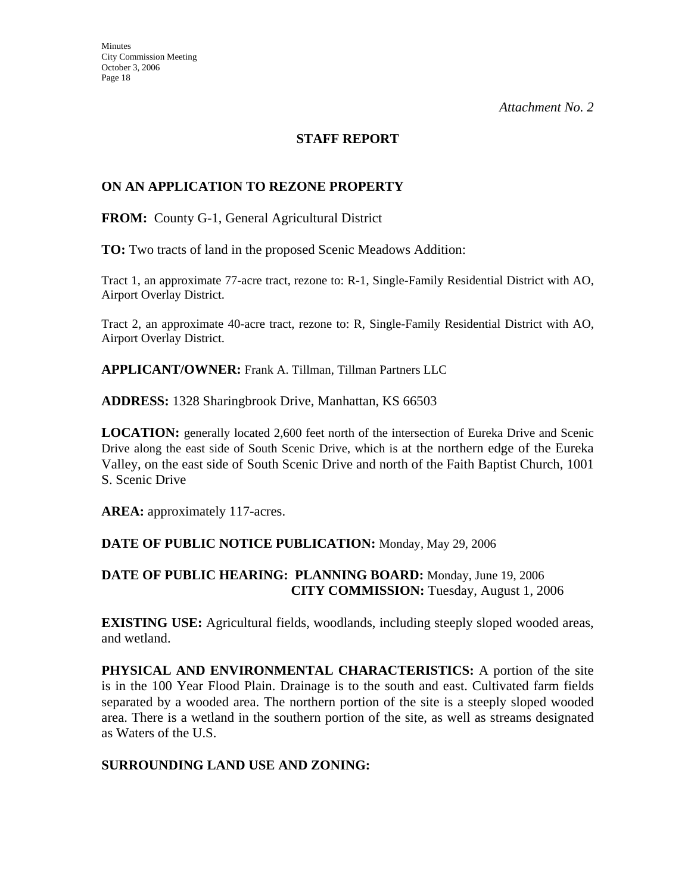*Attachment No. 2*

## STAFF REPORT

**ON AN APPLICATION TO REZONE PROPERTY**

**FROM:** County G-1, General Agricultural District

**TO:** Two tracts of land in the proposed Scenic Meadows Addition:

Tract 1, an approximate 77-acre tract, rezone to: R-1, Single-Family Residential District with AO, Airport Overlay District.

Tract 2, an approximate 40-acre tract, rezone to: R, Single-Family Residential District with AO, Airport Overlay District.

**APPLICANT/OWNER:** Frank A. Tillman, Tillman Partners LLC

**ADDRESS:** 1328 Sharingbrook Drive, Manhattan, KS 66503

**LOCATION:** generally located 2,600 feet north of the intersection of Eureka Drive and Scenic Drive along the east side of South Scenic Drive, which is at the northern edge of the Eureka Valley, on the east side of South Scenic Drive and north of the Faith Baptist Church, 1001 S. Scenic Drive

**AREA:** approximately 117-acres.

**DATE OF PUBLIC NOTICE PUBLICATION:** Monday, May 29, 2006

**DATE OF PUBLIC HEARING: PLANNING BOARD:** Monday, June 19, 2006
**CITY COMMISSION:** Tuesday, August 1, 2006

**EXISTING USE:** Agricultural fields, woodlands, including steeply sloped wooded areas, and wetland.

**PHYSICAL AND ENVIRONMENTAL CHARACTERISTICS:** A portion of the site is in the 100 Year Flood Plain. Drainage is to the south and east. Cultivated farm fields separated by a wooded area. The northern portion of the site is a steeply sloped wooded area. There is a wetland in the southern portion of the site, as well as streams designated as Waters of the U.S.

**SURROUNDING LAND USE AND ZONING:**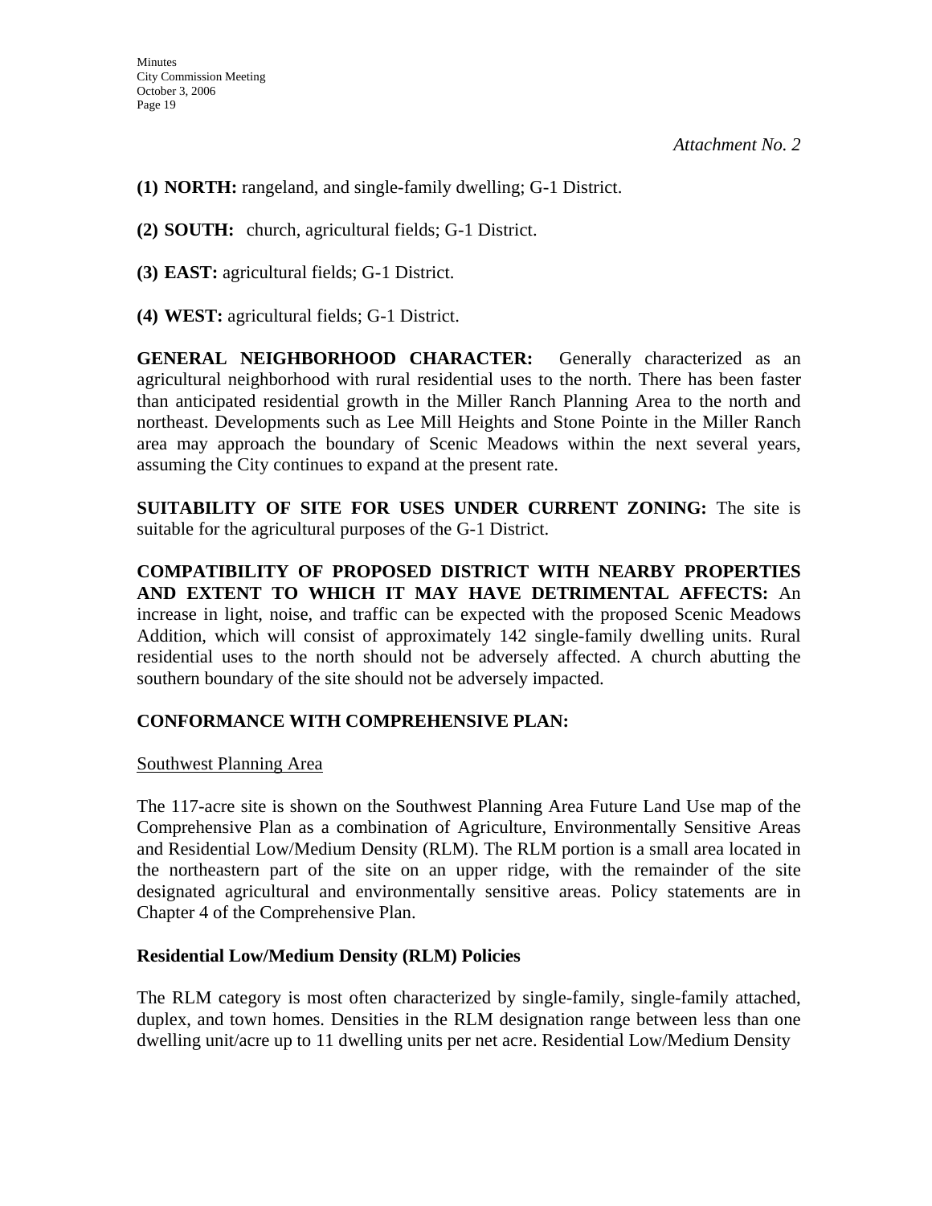*Attachment No. 2*

**(1) NORTH:** rangeland, and single-family dwelling; G-1 District.

**(2) SOUTH:** church, agricultural fields; G-1 District.

**(3) EAST:** agricultural fields; G-1 District.

**(4) WEST:** agricultural fields; G-1 District.

**GENERAL NEIGHBORHOOD CHARACTER:** Generally characterized as an agricultural neighborhood with rural residential uses to the north. There has been faster than anticipated residential growth in the Miller Ranch Planning Area to the north and northeast. Developments such as Lee Mill Heights and Stone Pointe in the Miller Ranch area may approach the boundary of Scenic Meadows within the next several years, assuming the City continues to expand at the present rate.

**SUITABILITY OF SITE FOR USES UNDER CURRENT ZONING:** The site is suitable for the agricultural purposes of the G-1 District.

**COMPATIBILITY OF PROPOSED DISTRICT WITH NEARBY PROPERTIES AND EXTENT TO WHICH IT MAY HAVE DETRIMENTAL AFFECTS:** An increase in light, noise, and traffic can be expected with the proposed Scenic Meadows Addition, which will consist of approximately 142 single-family dwelling units. Rural residential uses to the north should not be adversely affected. A church abutting the southern boundary of the site should not be adversely impacted.

**CONFORMANCE WITH COMPREHENSIVE PLAN:**

Southwest Planning Area

The 117-acre site is shown on the Southwest Planning Area Future Land Use map of the Comprehensive Plan as a combination of Agriculture, Environmentally Sensitive Areas and Residential Low/Medium Density (RLM). The RLM portion is a small area located in the northeastern part of the site on an upper ridge, with the remainder of the site designated agricultural and environmentally sensitive areas. Policy statements are in Chapter 4 of the Comprehensive Plan.

**Residential Low/Medium Density (RLM) Policies**

The RLM category is most often characterized by single-family, single-family attached, duplex, and town homes. Densities in the RLM designation range between less than one dwelling unit/acre up to 11 dwelling units per net acre. Residential Low/Medium Density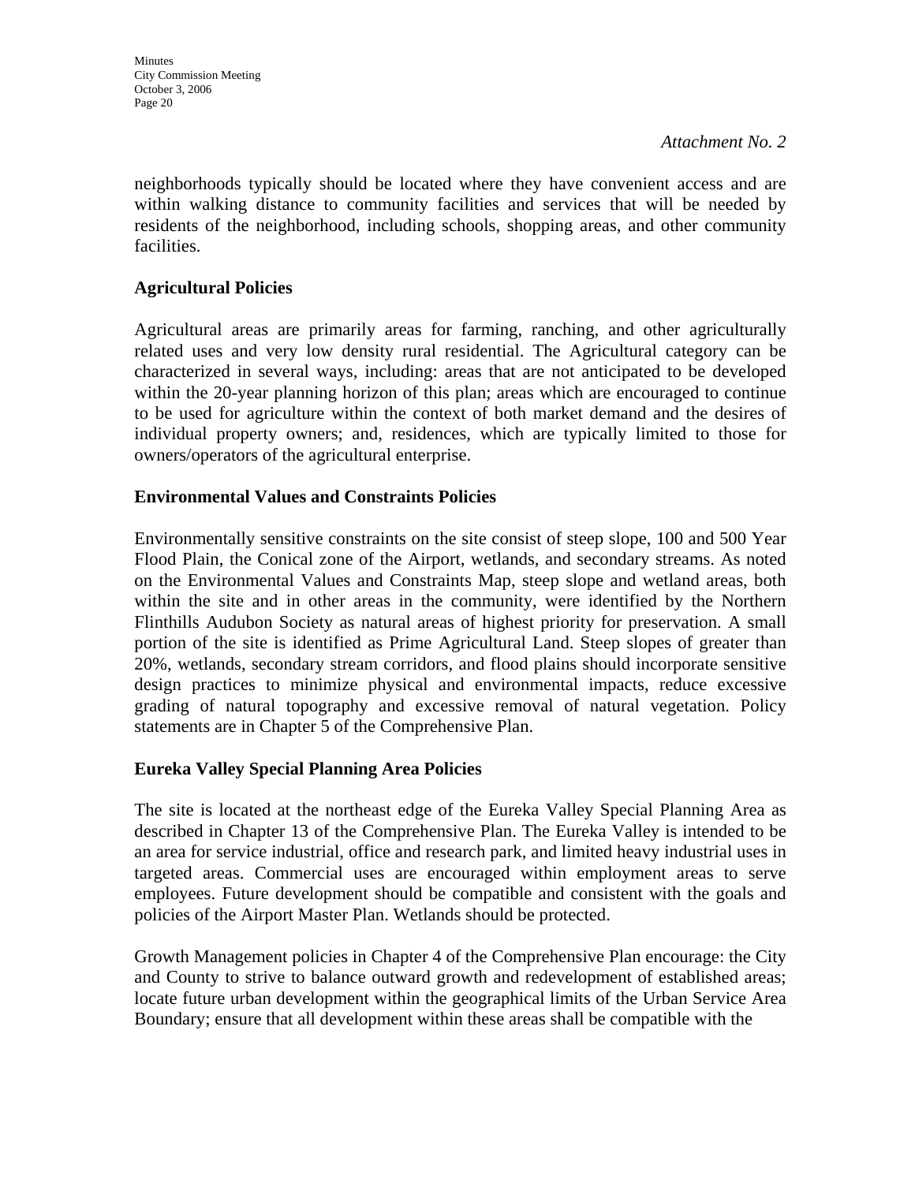*Attachment No. 2*

neighborhoods typically should be located where they have convenient access and are within walking distance to community facilities and services that will be needed by residents of the neighborhood, including schools, shopping areas, and other community facilities.

**Agricultural Policies**

Agricultural areas are primarily areas for farming, ranching, and other agriculturally related uses and very low density rural residential. The Agricultural category can be characterized in several ways, including: areas that are not anticipated to be developed within the 20-year planning horizon of this plan; areas which are encouraged to continue to be used for agriculture within the context of both market demand and the desires of individual property owners; and, residences, which are typically limited to those for owners/operators of the agricultural enterprise.

**Environmental Values and Constraints Policies**

Environmentally sensitive constraints on the site consist of steep slope, 100 and 500 Year Flood Plain, the Conical zone of the Airport, wetlands, and secondary streams. As noted on the Environmental Values and Constraints Map, steep slope and wetland areas, both within the site and in other areas in the community, were identified by the Northern Flinthills Audubon Society as natural areas of highest priority for preservation. A small portion of the site is identified as Prime Agricultural Land. Steep slopes of greater than 20%, wetlands, secondary stream corridors, and flood plains should incorporate sensitive design practices to minimize physical and environmental impacts, reduce excessive grading of natural topography and excessive removal of natural vegetation. Policy statements are in Chapter 5 of the Comprehensive Plan.

**Eureka Valley Special Planning Area Policies**

The site is located at the northeast edge of the Eureka Valley Special Planning Area as described in Chapter 13 of the Comprehensive Plan. The Eureka Valley is intended to be an area for service industrial, office and research park, and limited heavy industrial uses in targeted areas. Commercial uses are encouraged within employment areas to serve employees. Future development should be compatible and consistent with the goals and policies of the Airport Master Plan. Wetlands should be protected.

Growth Management policies in Chapter 4 of the Comprehensive Plan encourage: the City and County to strive to balance outward growth and redevelopment of established areas; locate future urban development within the geographical limits of the Urban Service Area Boundary; ensure that all development within these areas shall be compatible with the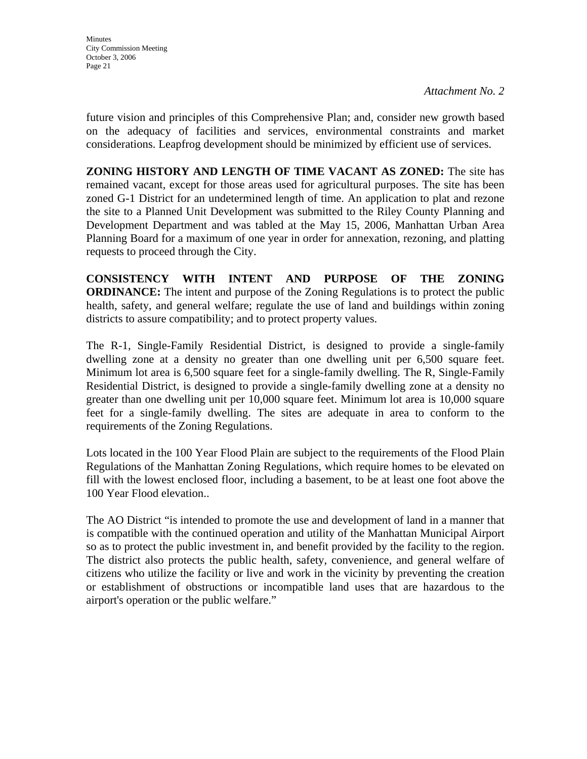*Attachment No. 2*

future vision and principles of this Comprehensive Plan; and, consider new growth based on the adequacy of facilities and services, environmental constraints and market considerations. Leapfrog development should be minimized by efficient use of services.

**ZONING HISTORY AND LENGTH OF TIME VACANT AS ZONED:** The site has remained vacant, except for those areas used for agricultural purposes. The site has been zoned G-1 District for an undetermined length of time. An application to plat and rezone the site to a Planned Unit Development was submitted to the Riley County Planning and Development Department and was tabled at the May 15, 2006, Manhattan Urban Area Planning Board for a maximum of one year in order for annexation, rezoning, and platting requests to proceed through the City.

**CONSISTENCY WITH INTENT AND PURPOSE OF THE ZONING ORDINANCE:** The intent and purpose of the Zoning Regulations is to protect the public health, safety, and general welfare; regulate the use of land and buildings within zoning districts to assure compatibility; and to protect property values.

The R-1, Single-Family Residential District, is designed to provide a single-family dwelling zone at a density no greater than one dwelling unit per 6,500 square feet. Minimum lot area is 6,500 square feet for a single-family dwelling. The R, Single-Family Residential District, is designed to provide a single-family dwelling zone at a density no greater than one dwelling unit per 10,000 square feet. Minimum lot area is 10,000 square feet for a single-family dwelling. The sites are adequate in area to conform to the requirements of the Zoning Regulations.

Lots located in the 100 Year Flood Plain are subject to the requirements of the Flood Plain Regulations of the Manhattan Zoning Regulations, which require homes to be elevated on fill with the lowest enclosed floor, including a basement, to be at least one foot above the 100 Year Flood elevation..

The AO District "is intended to promote the use and development of land in a manner that is compatible with the continued operation and utility of the Manhattan Municipal Airport so as to protect the public investment in, and benefit provided by the facility to the region. The district also protects the public health, safety, convenience, and general welfare of citizens who utilize the facility or live and work in the vicinity by preventing the creation or establishment of obstructions or incompatible land uses that are hazardous to the airport's operation or the public welfare."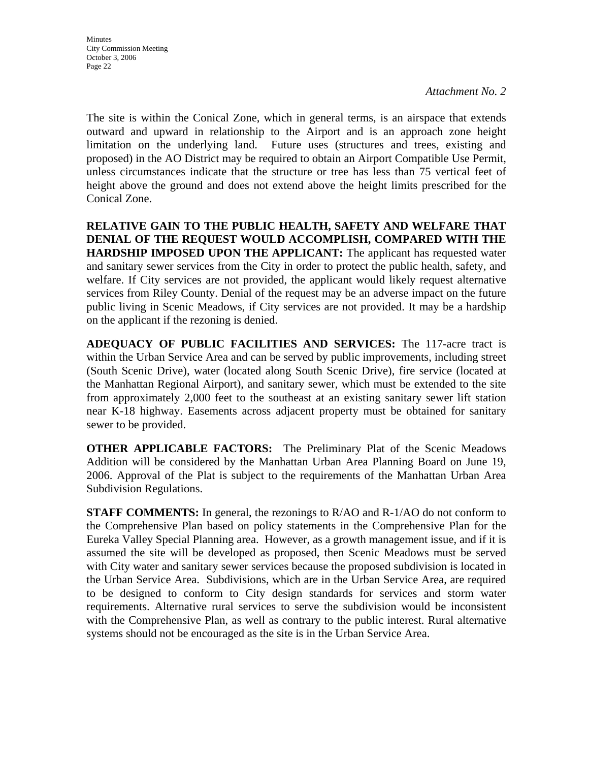*Attachment No. 2*

The site is within the Conical Zone, which in general terms, is an airspace that extends outward and upward in relationship to the Airport and is an approach zone height limitation on the underlying land. Future uses (structures and trees, existing and proposed) in the AO District may be required to obtain an Airport Compatible Use Permit, unless circumstances indicate that the structure or tree has less than 75 vertical feet of height above the ground and does not extend above the height limits prescribed for the Conical Zone.

**RELATIVE GAIN TO THE PUBLIC HEALTH, SAFETY AND WELFARE THAT DENIAL OF THE REQUEST WOULD ACCOMPLISH, COMPARED WITH THE HARDSHIP IMPOSED UPON THE APPLICANT:** The applicant has requested water and sanitary sewer services from the City in order to protect the public health, safety, and welfare. If City services are not provided, the applicant would likely request alternative services from Riley County. Denial of the request may be an adverse impact on the future public living in Scenic Meadows, if City services are not provided. It may be a hardship on the applicant if the rezoning is denied.

**ADEQUACY OF PUBLIC FACILITIES AND SERVICES:** The 117-acre tract is within the Urban Service Area and can be served by public improvements, including street (South Scenic Drive), water (located along South Scenic Drive), fire service (located at the Manhattan Regional Airport), and sanitary sewer, which must be extended to the site from approximately 2,000 feet to the southeast at an existing sanitary sewer lift station near K-18 highway. Easements across adjacent property must be obtained for sanitary sewer to be provided.

**OTHER APPLICABLE FACTORS:** The Preliminary Plat of the Scenic Meadows Addition will be considered by the Manhattan Urban Area Planning Board on June 19, 2006. Approval of the Plat is subject to the requirements of the Manhattan Urban Area Subdivision Regulations.

**STAFF COMMENTS:** In general, the rezonings to R/AO and R-1/AO do not conform to the Comprehensive Plan based on policy statements in the Comprehensive Plan for the Eureka Valley Special Planning area. However, as a growth management issue, and if it is assumed the site will be developed as proposed, then Scenic Meadows must be served with City water and sanitary sewer services because the proposed subdivision is located in the Urban Service Area. Subdivisions, which are in the Urban Service Area, are required to be designed to conform to City design standards for services and storm water requirements. Alternative rural services to serve the subdivision would be inconsistent with the Comprehensive Plan, as well as contrary to the public interest. Rural alternative systems should not be encouraged as the site is in the Urban Service Area.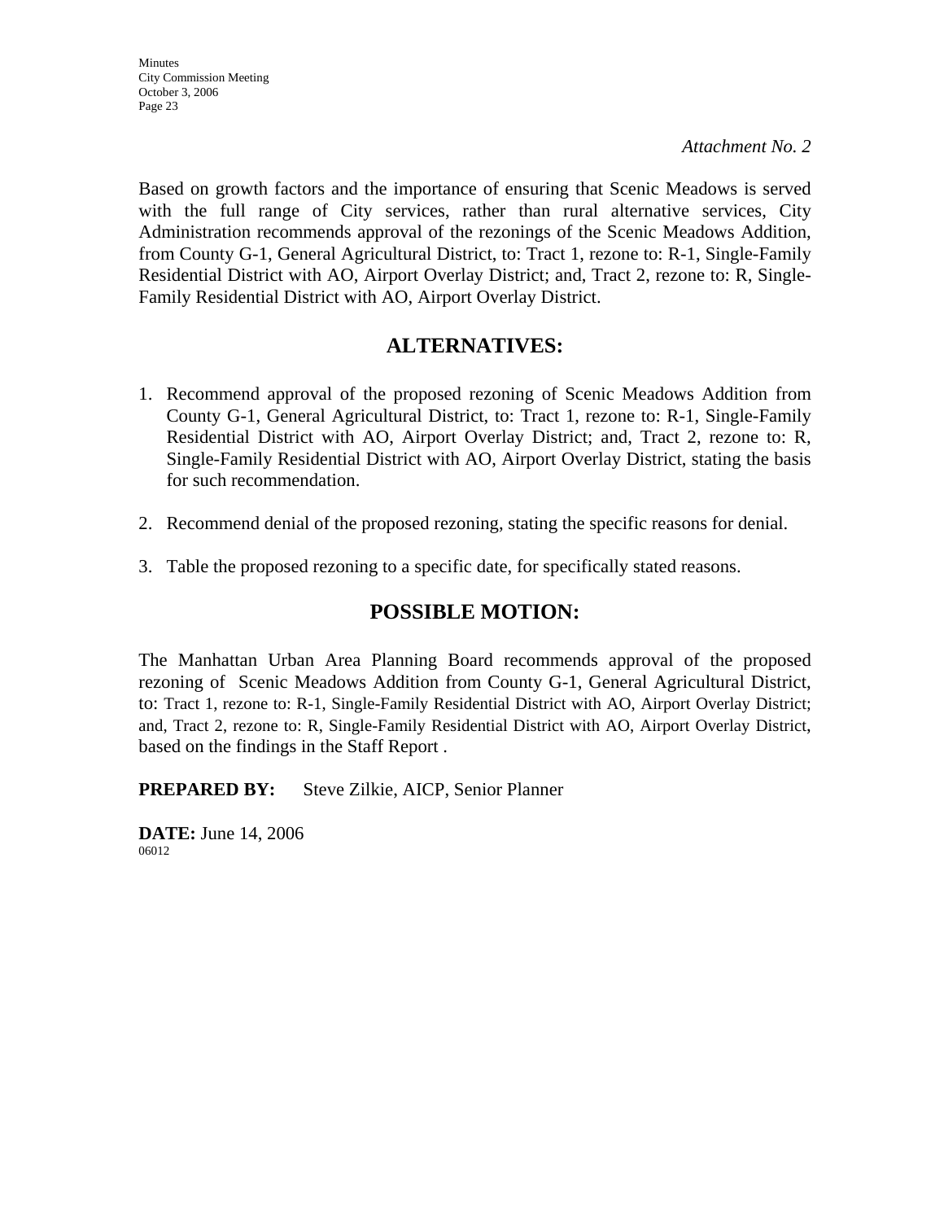*Attachment No. 2*

Based on growth factors and the importance of ensuring that Scenic Meadows is served with the full range of City services, rather than rural alternative services, City Administration recommends approval of the rezonings of the Scenic Meadows Addition, from County G-1, General Agricultural District, to: Tract 1, rezone to: R-1, Single-Family Residential District with AO, Airport Overlay District; and, Tract 2, rezone to: R, Single-Family Residential District with AO, Airport Overlay District.

## ALTERNATIVES:

1. Recommend approval of the proposed rezoning of Scenic Meadows Addition from County G-1, General Agricultural District, to: Tract 1, rezone to: R-1, Single-Family Residential District with AO, Airport Overlay District; and, Tract 2, rezone to: R, Single-Family Residential District with AO, Airport Overlay District, stating the basis for such recommendation.

2. Recommend denial of the proposed rezoning, stating the specific reasons for denial.

3. Table the proposed rezoning to a specific date, for specifically stated reasons.

## POSSIBLE MOTION:

The Manhattan Urban Area Planning Board recommends approval of the proposed rezoning of Scenic Meadows Addition from County G-1, General Agricultural District, to: Tract 1, rezone to: R-1, Single-Family Residential District with AO, Airport Overlay District; and, Tract 2, rezone to: R, Single-Family Residential District with AO, Airport Overlay District, based on the findings in the Staff Report .

**PREPARED BY:** Steve Zilkie, AICP, Senior Planner

**DATE:** June 14, 2006

06012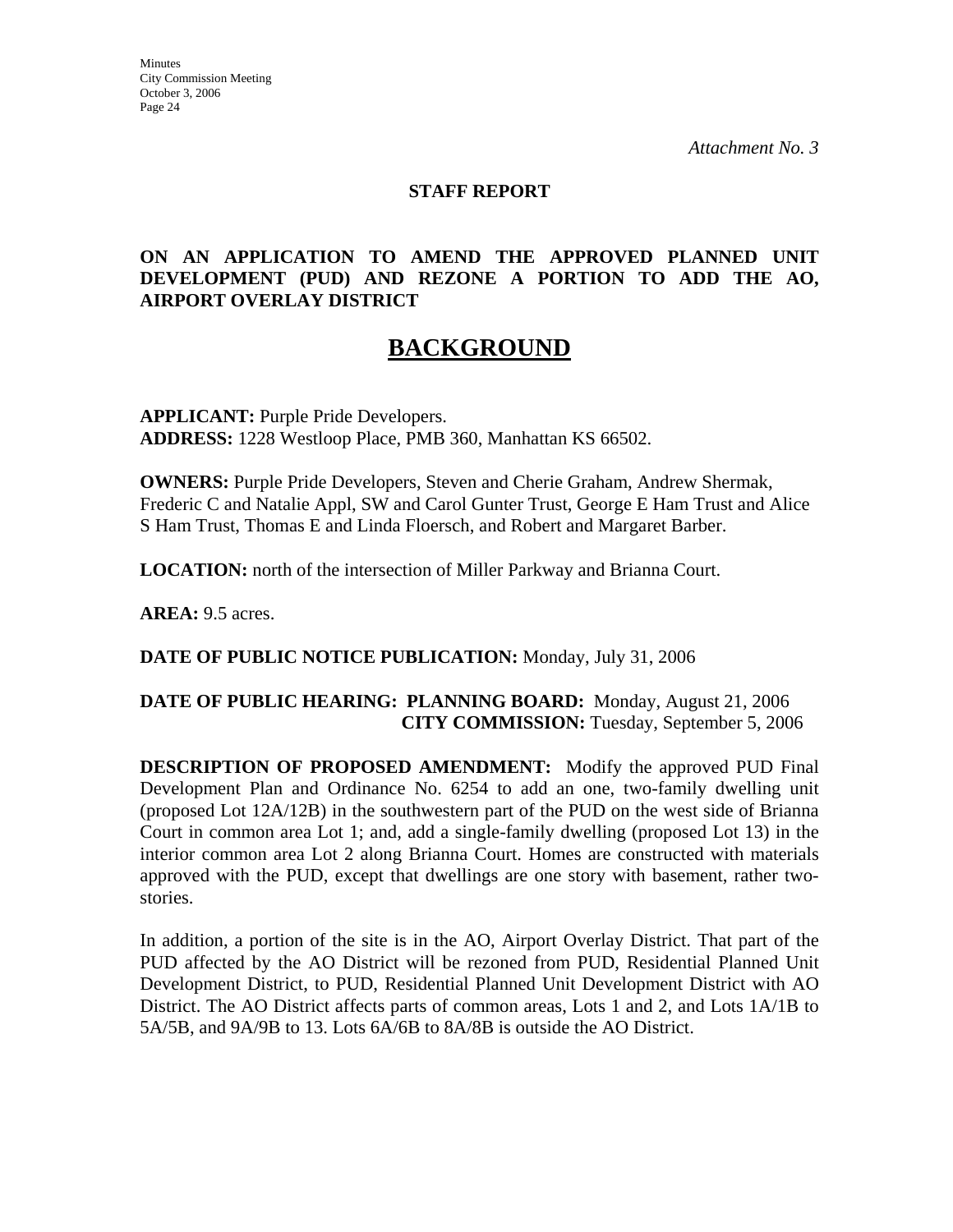*Attachment No. 3*

**STAFF REPORT**

**ON AN APPLICATION TO AMEND THE APPROVED PLANNED UNIT DEVELOPMENT (PUD) AND REZONE A PORTION TO ADD THE AO, AIRPORT OVERLAY DISTRICT**

# BACKGROUND

**APPLICANT:** Purple Pride Developers.
**ADDRESS:** 1228 Westloop Place, PMB 360, Manhattan KS 66502.

**OWNERS:** Purple Pride Developers, Steven and Cherie Graham, Andrew Shermak, Frederic C and Natalie Appl, SW and Carol Gunter Trust, George E Ham Trust and Alice S Ham Trust, Thomas E and Linda Floersch, and Robert and Margaret Barber.

**LOCATION:** north of the intersection of Miller Parkway and Brianna Court.

**AREA:** 9.5 acres.

**DATE OF PUBLIC NOTICE PUBLICATION:** Monday, July 31, 2006

**DATE OF PUBLIC HEARING: PLANNING BOARD:** Monday, August 21, 2006
**CITY COMMISSION:** Tuesday, September 5, 2006

**DESCRIPTION OF PROPOSED AMENDMENT:** Modify the approved PUD Final Development Plan and Ordinance No. 6254 to add an one, two-family dwelling unit (proposed Lot 12A/12B) in the southwestern part of the PUD on the west side of Brianna Court in common area Lot 1; and, add a single-family dwelling (proposed Lot 13) in the interior common area Lot 2 along Brianna Court. Homes are constructed with materials approved with the PUD, except that dwellings are one story with basement, rather two-stories.

In addition, a portion of the site is in the AO, Airport Overlay District. That part of the PUD affected by the AO District will be rezoned from PUD, Residential Planned Unit Development District, to PUD, Residential Planned Unit Development District with AO District. The AO District affects parts of common areas, Lots 1 and 2, and Lots 1A/1B to 5A/5B, and 9A/9B to 13. Lots 6A/6B to 8A/8B is outside the AO District.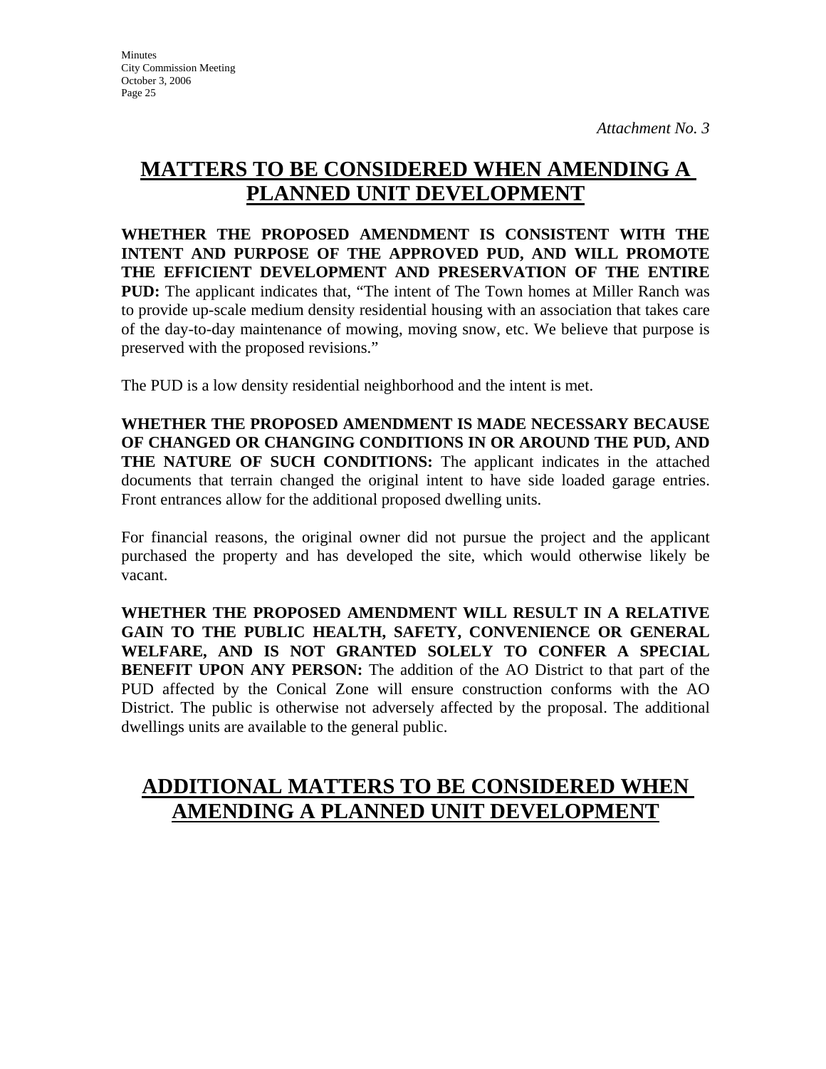*Attachment No. 3*

## MATTERS TO BE CONSIDERED WHEN AMENDING A PLANNED UNIT DEVELOPMENT

**WHETHER THE PROPOSED AMENDMENT IS CONSISTENT WITH THE INTENT AND PURPOSE OF THE APPROVED PUD, AND WILL PROMOTE THE EFFICIENT DEVELOPMENT AND PRESERVATION OF THE ENTIRE PUD:** The applicant indicates that, "The intent of The Town homes at Miller Ranch was to provide up-scale medium density residential housing with an association that takes care of the day-to-day maintenance of mowing, moving snow, etc. We believe that purpose is preserved with the proposed revisions."

The PUD is a low density residential neighborhood and the intent is met.

**WHETHER THE PROPOSED AMENDMENT IS MADE NECESSARY BECAUSE OF CHANGED OR CHANGING CONDITIONS IN OR AROUND THE PUD, AND THE NATURE OF SUCH CONDITIONS:** The applicant indicates in the attached documents that terrain changed the original intent to have side loaded garage entries. Front entrances allow for the additional proposed dwelling units.

For financial reasons, the original owner did not pursue the project and the applicant purchased the property and has developed the site, which would otherwise likely be vacant.

**WHETHER THE PROPOSED AMENDMENT WILL RESULT IN A RELATIVE GAIN TO THE PUBLIC HEALTH, SAFETY, CONVENIENCE OR GENERAL WELFARE, AND IS NOT GRANTED SOLELY TO CONFER A SPECIAL BENEFIT UPON ANY PERSON:** The addition of the AO District to that part of the PUD affected by the Conical Zone will ensure construction conforms with the AO District. The public is otherwise not adversely affected by the proposal. The additional dwellings units are available to the general public.

## ADDITIONAL MATTERS TO BE CONSIDERED WHEN AMENDING A PLANNED UNIT DEVELOPMENT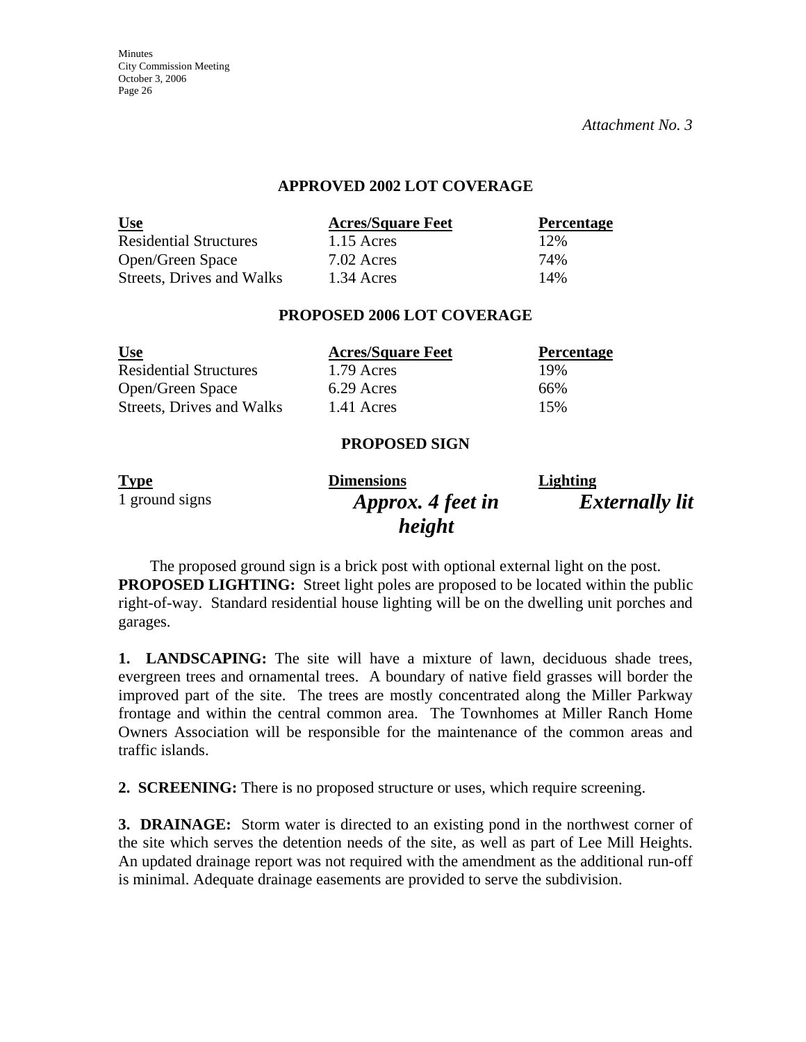*Attachment No. 3*

### APPROVED 2002 LOT COVERAGE

| Use | Acres/Square Feet | Percentage |
|---|---|---|
| Residential Structures | 1.15 Acres | 12% |
| Open/Green Space | 7.02 Acres | 74% |
| Streets, Drives and Walks | 1.34 Acres | 14% |

### PROPOSED 2006 LOT COVERAGE

| Use | Acres/Square Feet | Percentage |
|---|---|---|
| Residential Structures | 1.79 Acres | 19% |
| Open/Green Space | 6.29 Acres | 66% |
| Streets, Drives and Walks | 1.41 Acres | 15% |

### PROPOSED SIGN

| Type | Dimensions | Lighting |
|---|---|---|
| 1 ground signs | ***Approx. 4 feet in height*** | ***Externally lit*** |

The proposed ground sign is a brick post with optional external light on the post.

**PROPOSED LIGHTING:** Street light poles are proposed to be located within the public right-of-way. Standard residential house lighting will be on the dwelling unit porches and garages.

**1. LANDSCAPING:** The site will have a mixture of lawn, deciduous shade trees, evergreen trees and ornamental trees. A boundary of native field grasses will border the improved part of the site. The trees are mostly concentrated along the Miller Parkway frontage and within the central common area. The Townhomes at Miller Ranch Home Owners Association will be responsible for the maintenance of the common areas and traffic islands.

**2. SCREENING:** There is no proposed structure or uses, which require screening.

**3. DRAINAGE:** Storm water is directed to an existing pond in the northwest corner of the site which serves the detention needs of the site, as well as part of Lee Mill Heights. An updated drainage report was not required with the amendment as the additional run-off is minimal. Adequate drainage easements are provided to serve the subdivision.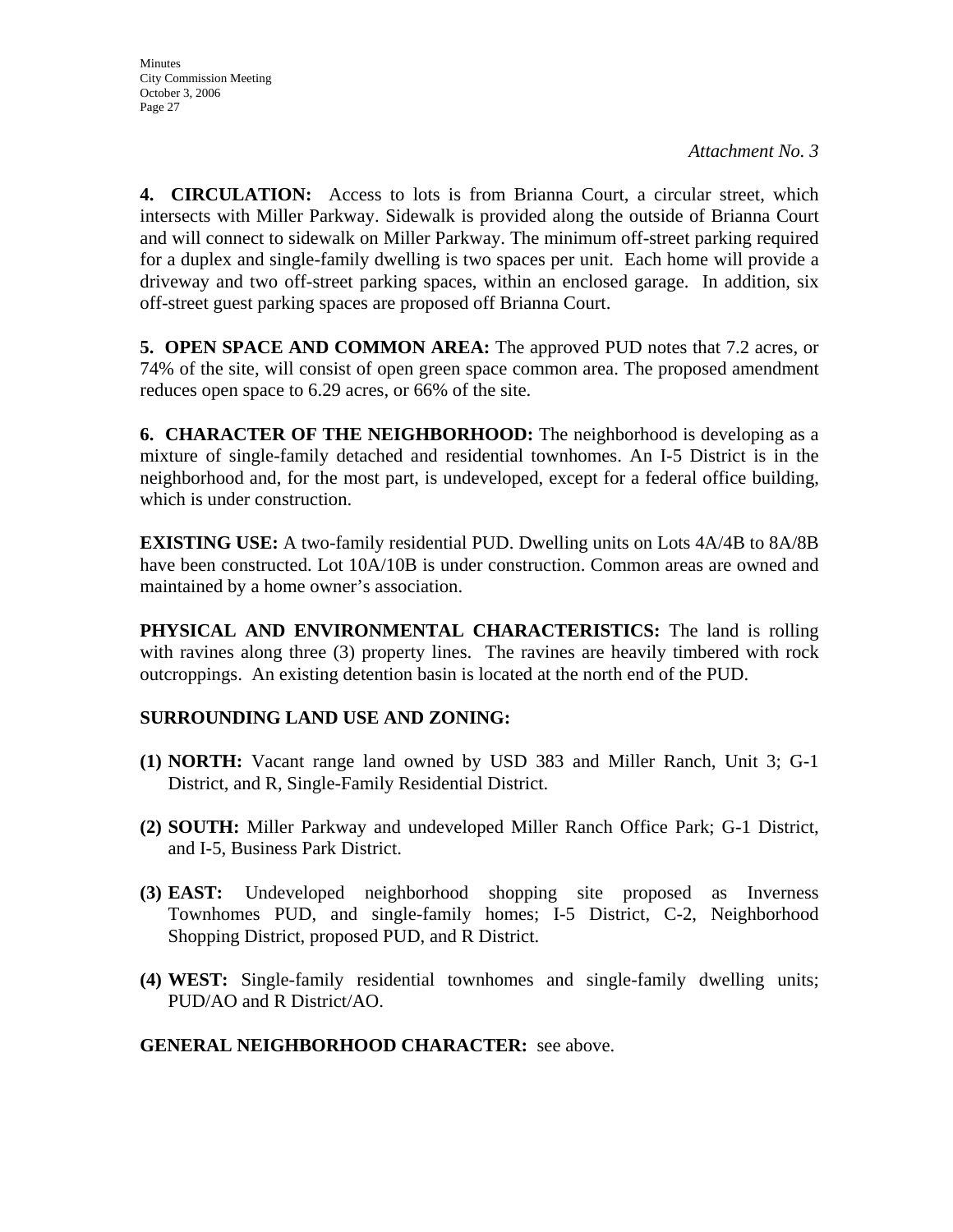*Attachment No. 3*

**4. CIRCULATION:** Access to lots is from Brianna Court, a circular street, which intersects with Miller Parkway. Sidewalk is provided along the outside of Brianna Court and will connect to sidewalk on Miller Parkway. The minimum off-street parking required for a duplex and single-family dwelling is two spaces per unit. Each home will provide a driveway and two off-street parking spaces, within an enclosed garage. In addition, six off-street guest parking spaces are proposed off Brianna Court.

**5. OPEN SPACE AND COMMON AREA:** The approved PUD notes that 7.2 acres, or 74% of the site, will consist of open green space common area. The proposed amendment reduces open space to 6.29 acres, or 66% of the site.

**6. CHARACTER OF THE NEIGHBORHOOD:** The neighborhood is developing as a mixture of single-family detached and residential townhomes. An I-5 District is in the neighborhood and, for the most part, is undeveloped, except for a federal office building, which is under construction.

**EXISTING USE:** A two-family residential PUD. Dwelling units on Lots 4A/4B to 8A/8B have been constructed. Lot 10A/10B is under construction. Common areas are owned and maintained by a home owner's association.

**PHYSICAL AND ENVIRONMENTAL CHARACTERISTICS:** The land is rolling with ravines along three (3) property lines. The ravines are heavily timbered with rock outcroppings. An existing detention basin is located at the north end of the PUD.

**SURROUNDING LAND USE AND ZONING:**

**(1) NORTH:** Vacant range land owned by USD 383 and Miller Ranch, Unit 3; G-1 District, and R, Single-Family Residential District.

**(2) SOUTH:** Miller Parkway and undeveloped Miller Ranch Office Park; G-1 District, and I-5, Business Park District.

**(3) EAST:** Undeveloped neighborhood shopping site proposed as Inverness Townhomes PUD, and single-family homes; I-5 District, C-2, Neighborhood Shopping District, proposed PUD, and R District.

**(4) WEST:** Single-family residential townhomes and single-family dwelling units; PUD/AO and R District/AO.

**GENERAL NEIGHBORHOOD CHARACTER:** see above.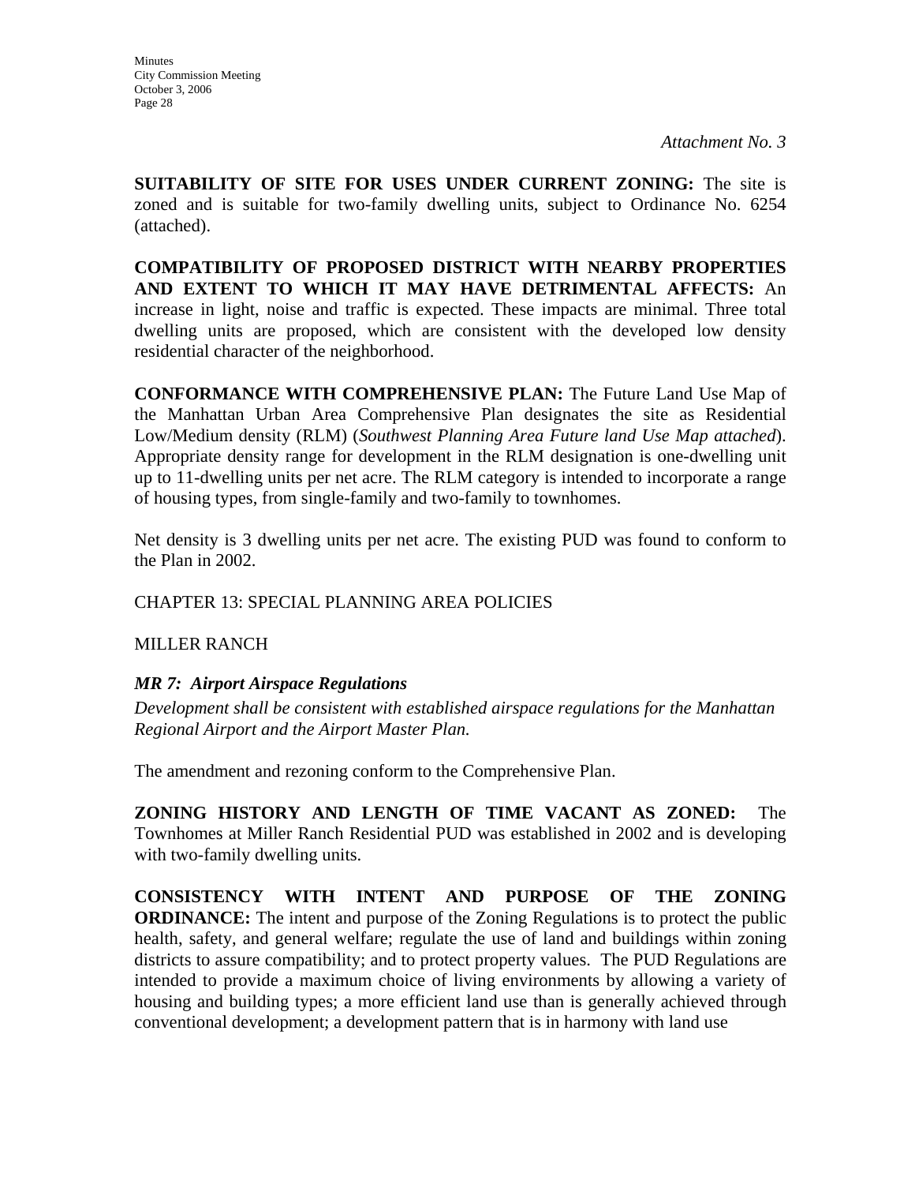*Attachment No. 3*

**SUITABILITY OF SITE FOR USES UNDER CURRENT ZONING:** The site is zoned and is suitable for two-family dwelling units, subject to Ordinance No. 6254 (attached).

**COMPATIBILITY OF PROPOSED DISTRICT WITH NEARBY PROPERTIES AND EXTENT TO WHICH IT MAY HAVE DETRIMENTAL AFFECTS:** An increase in light, noise and traffic is expected. These impacts are minimal. Three total dwelling units are proposed, which are consistent with the developed low density residential character of the neighborhood.

**CONFORMANCE WITH COMPREHENSIVE PLAN:** The Future Land Use Map of the Manhattan Urban Area Comprehensive Plan designates the site as Residential Low/Medium density (RLM) (*Southwest Planning Area Future land Use Map attached*). Appropriate density range for development in the RLM designation is one-dwelling unit up to 11-dwelling units per net acre. The RLM category is intended to incorporate a range of housing types, from single-family and two-family to townhomes.

Net density is 3 dwelling units per net acre. The existing PUD was found to conform to the Plan in 2002.

CHAPTER 13: SPECIAL PLANNING AREA POLICIES

MILLER RANCH

***MR 7: Airport Airspace Regulations***

*Development shall be consistent with established airspace regulations for the Manhattan Regional Airport and the Airport Master Plan.*

The amendment and rezoning conform to the Comprehensive Plan.

**ZONING HISTORY AND LENGTH OF TIME VACANT AS ZONED:** The Townhomes at Miller Ranch Residential PUD was established in 2002 and is developing with two-family dwelling units.

**CONSISTENCY WITH INTENT AND PURPOSE OF THE ZONING ORDINANCE:** The intent and purpose of the Zoning Regulations is to protect the public health, safety, and general welfare; regulate the use of land and buildings within zoning districts to assure compatibility; and to protect property values. The PUD Regulations are intended to provide a maximum choice of living environments by allowing a variety of housing and building types; a more efficient land use than is generally achieved through conventional development; a development pattern that is in harmony with land use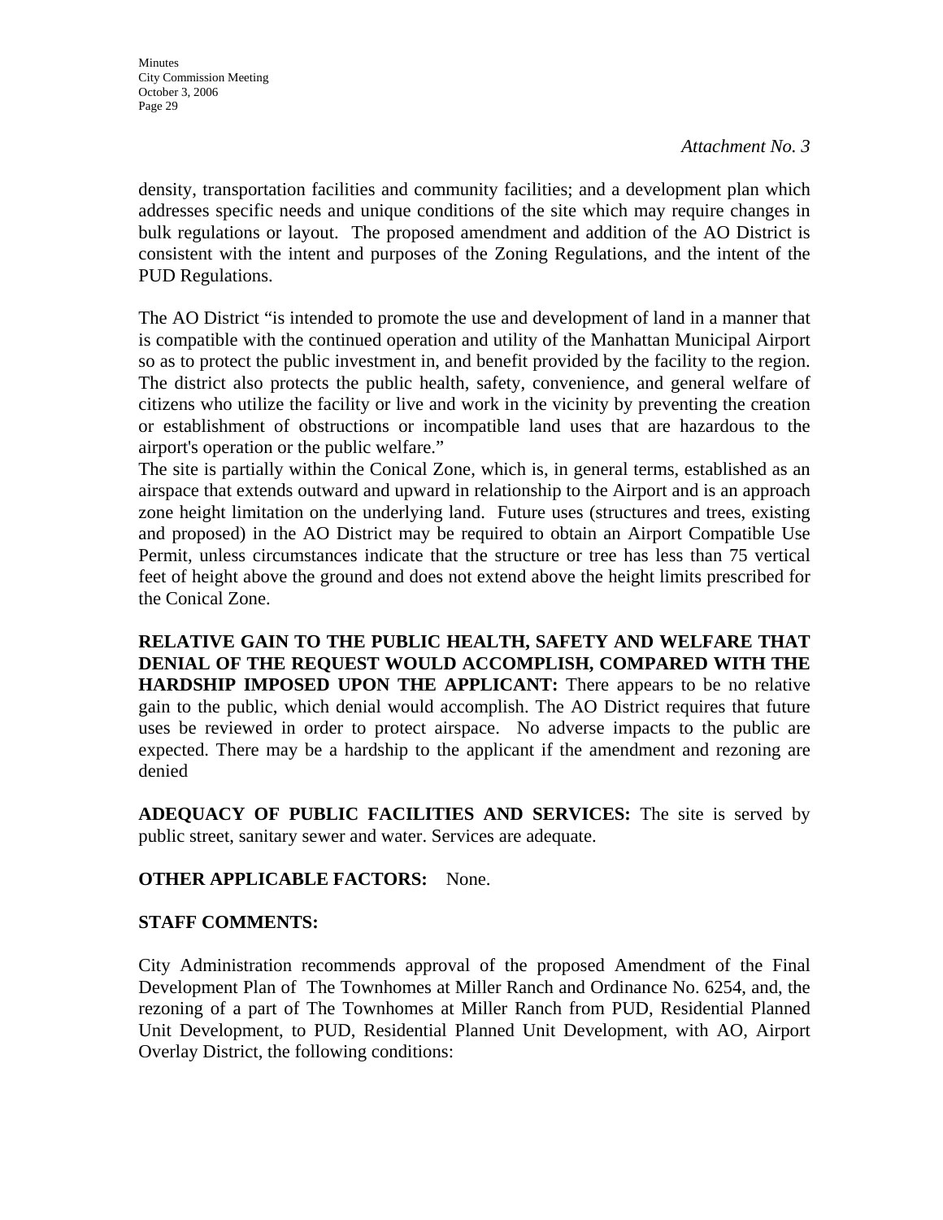*Attachment No. 3*

density, transportation facilities and community facilities; and a development plan which addresses specific needs and unique conditions of the site which may require changes in bulk regulations or layout. The proposed amendment and addition of the AO District is consistent with the intent and purposes of the Zoning Regulations, and the intent of the PUD Regulations.

The AO District "is intended to promote the use and development of land in a manner that is compatible with the continued operation and utility of the Manhattan Municipal Airport so as to protect the public investment in, and benefit provided by the facility to the region. The district also protects the public health, safety, convenience, and general welfare of citizens who utilize the facility or live and work in the vicinity by preventing the creation or establishment of obstructions or incompatible land uses that are hazardous to the airport's operation or the public welfare."
The site is partially within the Conical Zone, which is, in general terms, established as an airspace that extends outward and upward in relationship to the Airport and is an approach zone height limitation on the underlying land. Future uses (structures and trees, existing and proposed) in the AO District may be required to obtain an Airport Compatible Use Permit, unless circumstances indicate that the structure or tree has less than 75 vertical feet of height above the ground and does not extend above the height limits prescribed for the Conical Zone.

**RELATIVE GAIN TO THE PUBLIC HEALTH, SAFETY AND WELFARE THAT DENIAL OF THE REQUEST WOULD ACCOMPLISH, COMPARED WITH THE HARDSHIP IMPOSED UPON THE APPLICANT:** There appears to be no relative gain to the public, which denial would accomplish. The AO District requires that future uses be reviewed in order to protect airspace. No adverse impacts to the public are expected. There may be a hardship to the applicant if the amendment and rezoning are denied

**ADEQUACY OF PUBLIC FACILITIES AND SERVICES:** The site is served by public street, sanitary sewer and water. Services are adequate.

**OTHER APPLICABLE FACTORS:** None.

**STAFF COMMENTS:**

City Administration recommends approval of the proposed Amendment of the Final Development Plan of The Townhomes at Miller Ranch and Ordinance No. 6254, and, the rezoning of a part of The Townhomes at Miller Ranch from PUD, Residential Planned Unit Development, to PUD, Residential Planned Unit Development, with AO, Airport Overlay District, the following conditions: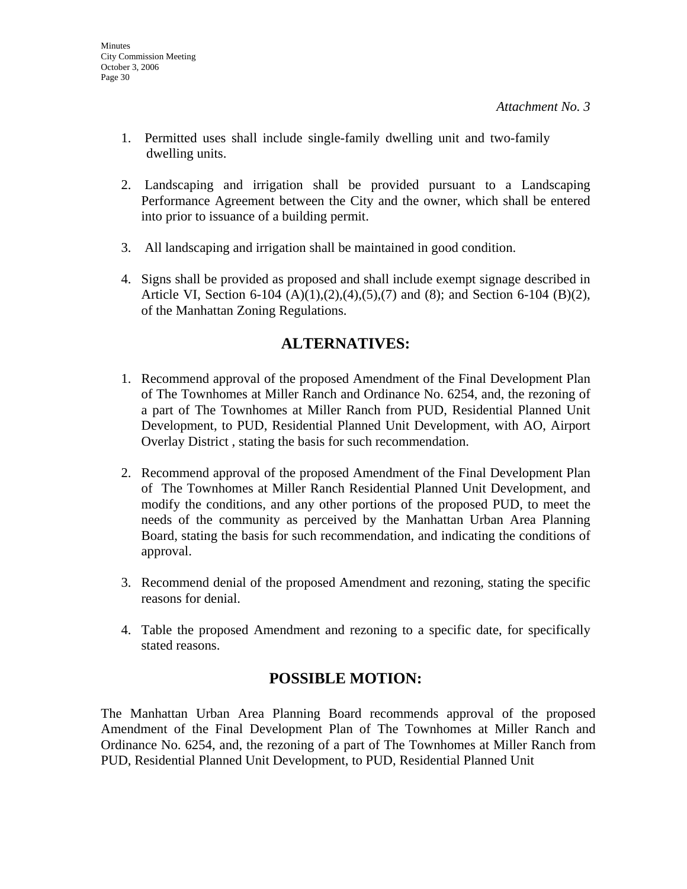*Attachment No. 3*

1. Permitted uses shall include single-family dwelling unit and two-family dwelling units.

2. Landscaping and irrigation shall be provided pursuant to a Landscaping Performance Agreement between the City and the owner, which shall be entered into prior to issuance of a building permit.

3. All landscaping and irrigation shall be maintained in good condition.

4. Signs shall be provided as proposed and shall include exempt signage described in Article VI, Section 6-104 (A)(1),(2),(4),(5),(7) and (8); and Section 6-104 (B)(2), of the Manhattan Zoning Regulations.

## ALTERNATIVES:

1. Recommend approval of the proposed Amendment of the Final Development Plan of The Townhomes at Miller Ranch and Ordinance No. 6254, and, the rezoning of a part of The Townhomes at Miller Ranch from PUD, Residential Planned Unit Development, to PUD, Residential Planned Unit Development, with AO, Airport Overlay District , stating the basis for such recommendation.

2. Recommend approval of the proposed Amendment of the Final Development Plan of The Townhomes at Miller Ranch Residential Planned Unit Development, and modify the conditions, and any other portions of the proposed PUD, to meet the needs of the community as perceived by the Manhattan Urban Area Planning Board, stating the basis for such recommendation, and indicating the conditions of approval.

3. Recommend denial of the proposed Amendment and rezoning, stating the specific reasons for denial.

4. Table the proposed Amendment and rezoning to a specific date, for specifically stated reasons.

## POSSIBLE MOTION:

The Manhattan Urban Area Planning Board recommends approval of the proposed Amendment of the Final Development Plan of The Townhomes at Miller Ranch and Ordinance No. 6254, and, the rezoning of a part of The Townhomes at Miller Ranch from PUD, Residential Planned Unit Development, to PUD, Residential Planned Unit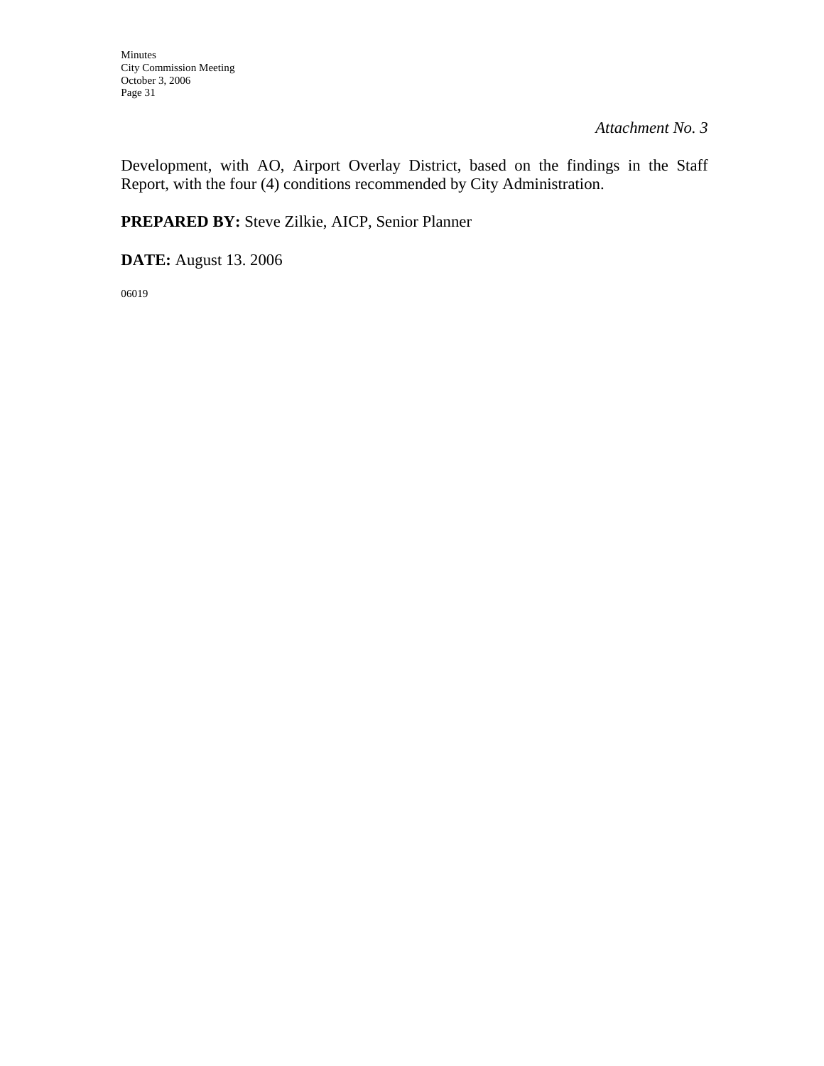*Attachment No. 3*

Development, with AO, Airport Overlay District, based on the findings in the Staff Report, with the four (4) conditions recommended by City Administration.

**PREPARED BY:** Steve Zilkie, AICP, Senior Planner

**DATE:** August 13. 2006

06019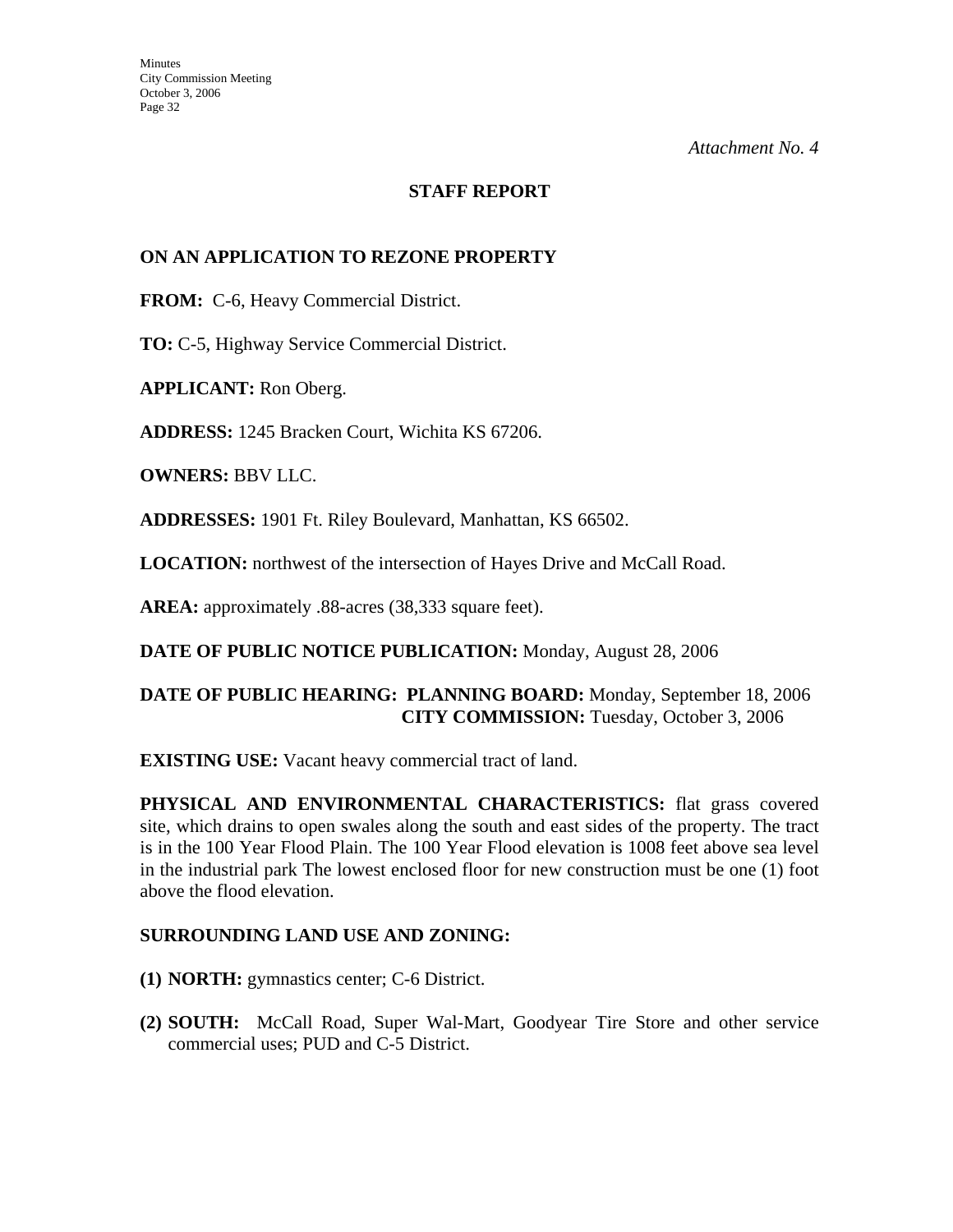*Attachment No. 4*

## STAFF REPORT

### ON AN APPLICATION TO REZONE PROPERTY

**FROM:** C-6, Heavy Commercial District.

**TO:** C-5, Highway Service Commercial District.

**APPLICANT:** Ron Oberg.

**ADDRESS:** 1245 Bracken Court, Wichita KS 67206.

**OWNERS:** BBV LLC.

**ADDRESSES:** 1901 Ft. Riley Boulevard, Manhattan, KS 66502.

**LOCATION:** northwest of the intersection of Hayes Drive and McCall Road.

**AREA:** approximately .88-acres (38,333 square feet).

**DATE OF PUBLIC NOTICE PUBLICATION:** Monday, August 28, 2006

**DATE OF PUBLIC HEARING: PLANNING BOARD:** Monday, September 18, 2006
**CITY COMMISSION:** Tuesday, October 3, 2006

**EXISTING USE:** Vacant heavy commercial tract of land.

**PHYSICAL AND ENVIRONMENTAL CHARACTERISTICS:** flat grass covered site, which drains to open swales along the south and east sides of the property. The tract is in the 100 Year Flood Plain. The 100 Year Flood elevation is 1008 feet above sea level in the industrial park The lowest enclosed floor for new construction must be one (1) foot above the flood elevation.

**SURROUNDING LAND USE AND ZONING:**

**(1) NORTH:** gymnastics center; C-6 District.

**(2) SOUTH:** McCall Road, Super Wal-Mart, Goodyear Tire Store and other service commercial uses; PUD and C-5 District.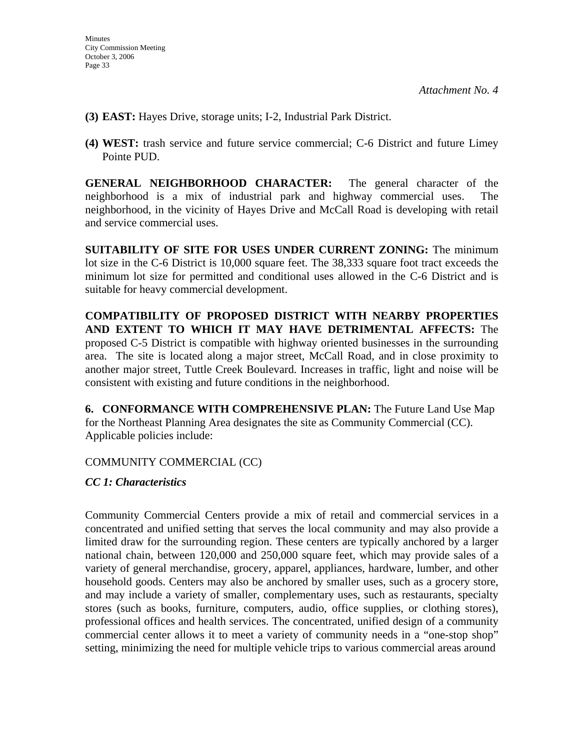*Attachment No. 4*

**(3) EAST:** Hayes Drive, storage units; I-2, Industrial Park District.

**(4) WEST:** trash service and future service commercial; C-6 District and future Limey Pointe PUD.

**GENERAL NEIGHBORHOOD CHARACTER:** The general character of the neighborhood is a mix of industrial park and highway commercial uses. The neighborhood, in the vicinity of Hayes Drive and McCall Road is developing with retail and service commercial uses.

**SUITABILITY OF SITE FOR USES UNDER CURRENT ZONING:** The minimum lot size in the C-6 District is 10,000 square feet. The 38,333 square foot tract exceeds the minimum lot size for permitted and conditional uses allowed in the C-6 District and is suitable for heavy commercial development.

**COMPATIBILITY OF PROPOSED DISTRICT WITH NEARBY PROPERTIES AND EXTENT TO WHICH IT MAY HAVE DETRIMENTAL AFFECTS:** The proposed C-5 District is compatible with highway oriented businesses in the surrounding area. The site is located along a major street, McCall Road, and in close proximity to another major street, Tuttle Creek Boulevard. Increases in traffic, light and noise will be consistent with existing and future conditions in the neighborhood.

**6. CONFORMANCE WITH COMPREHENSIVE PLAN:** The Future Land Use Map for the Northeast Planning Area designates the site as Community Commercial (CC). Applicable policies include:

COMMUNITY COMMERCIAL (CC)

***CC 1: Characteristics***

Community Commercial Centers provide a mix of retail and commercial services in a concentrated and unified setting that serves the local community and may also provide a limited draw for the surrounding region. These centers are typically anchored by a larger national chain, between 120,000 and 250,000 square feet, which may provide sales of a variety of general merchandise, grocery, apparel, appliances, hardware, lumber, and other household goods. Centers may also be anchored by smaller uses, such as a grocery store, and may include a variety of smaller, complementary uses, such as restaurants, specialty stores (such as books, furniture, computers, audio, office supplies, or clothing stores), professional offices and health services. The concentrated, unified design of a community commercial center allows it to meet a variety of community needs in a "one-stop shop" setting, minimizing the need for multiple vehicle trips to various commercial areas around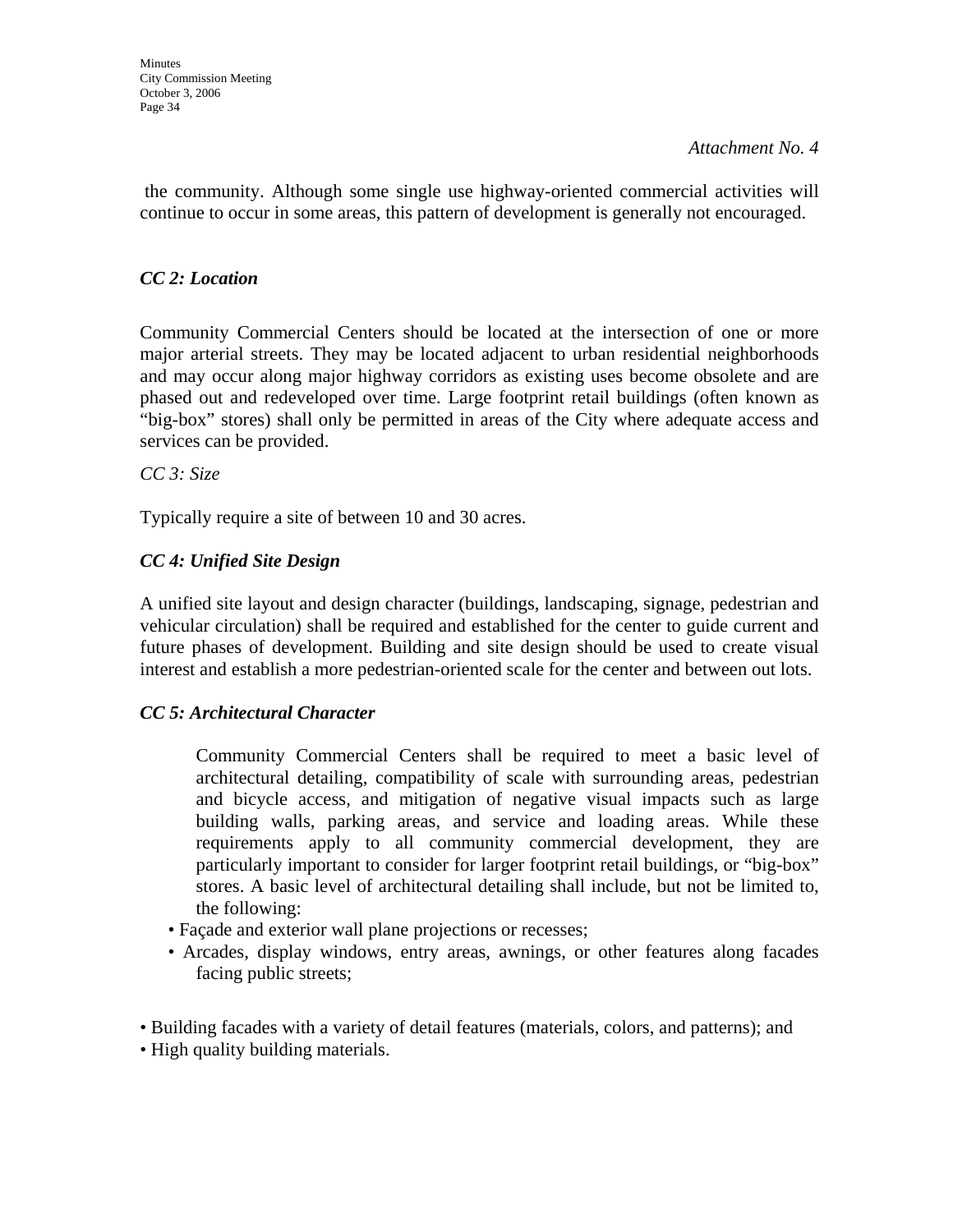*Attachment No. 4*

the community. Although some single use highway-oriented commercial activities will continue to occur in some areas, this pattern of development is generally not encouraged.

***CC 2: Location***

Community Commercial Centers should be located at the intersection of one or more major arterial streets. They may be located adjacent to urban residential neighborhoods and may occur along major highway corridors as existing uses become obsolete and are phased out and redeveloped over time. Large footprint retail buildings (often known as "big-box" stores) shall only be permitted in areas of the City where adequate access and services can be provided.

*CC 3: Size*

Typically require a site of between 10 and 30 acres.

***CC 4: Unified Site Design***

A unified site layout and design character (buildings, landscaping, signage, pedestrian and vehicular circulation) shall be required and established for the center to guide current and future phases of development. Building and site design should be used to create visual interest and establish a more pedestrian-oriented scale for the center and between out lots.

***CC 5: Architectural Character***

Community Commercial Centers shall be required to meet a basic level of architectural detailing, compatibility of scale with surrounding areas, pedestrian and bicycle access, and mitigation of negative visual impacts such as large building walls, parking areas, and service and loading areas. While these requirements apply to all community commercial development, they are particularly important to consider for larger footprint retail buildings, or "big-box" stores. A basic level of architectural detailing shall include, but not be limited to, the following:

- Façade and exterior wall plane projections or recesses;
- Arcades, display windows, entry areas, awnings, or other features along facades facing public streets;
- Building facades with a variety of detail features (materials, colors, and patterns); and
- High quality building materials.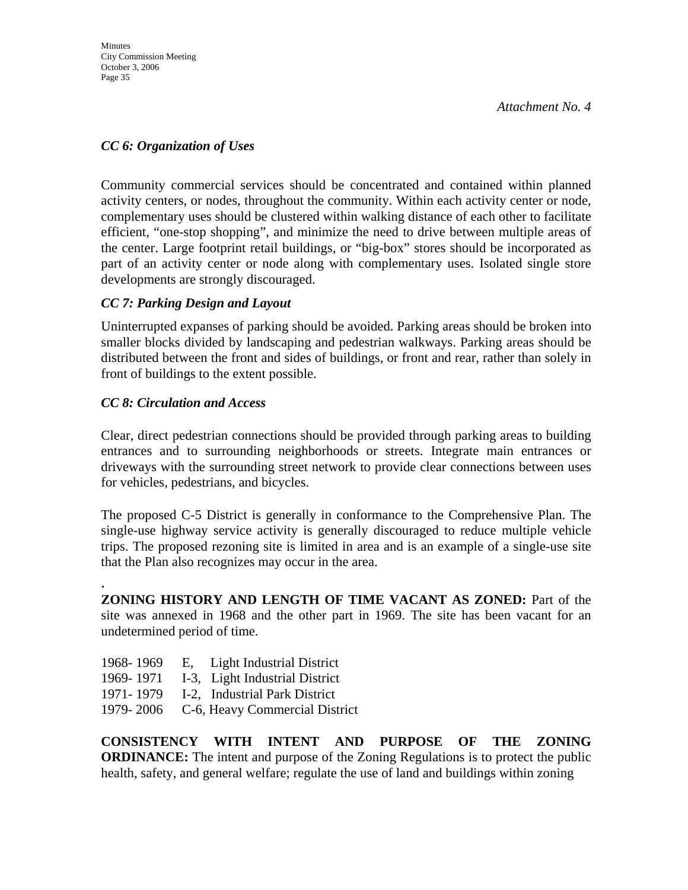*Attachment No. 4*

### *CC 6: Organization of Uses*

Community commercial services should be concentrated and contained within planned activity centers, or nodes, throughout the community. Within each activity center or node, complementary uses should be clustered within walking distance of each other to facilitate efficient, "one-stop shopping", and minimize the need to drive between multiple areas of the center. Large footprint retail buildings, or "big-box" stores should be incorporated as part of an activity center or node along with complementary uses. Isolated single store developments are strongly discouraged.

### *CC 7: Parking Design and Layout*

Uninterrupted expanses of parking should be avoided. Parking areas should be broken into smaller blocks divided by landscaping and pedestrian walkways. Parking areas should be distributed between the front and sides of buildings, or front and rear, rather than solely in front of buildings to the extent possible.

### *CC 8: Circulation and Access*

Clear, direct pedestrian connections should be provided through parking areas to building entrances and to surrounding neighborhoods or streets. Integrate main entrances or driveways with the surrounding street network to provide clear connections between uses for vehicles, pedestrians, and bicycles.

The proposed C-5 District is generally in conformance to the Comprehensive Plan. The single-use highway service activity is generally discouraged to reduce multiple vehicle trips. The proposed rezoning site is limited in area and is an example of a single-use site that the Plan also recognizes may occur in the area.

.

**ZONING HISTORY AND LENGTH OF TIME VACANT AS ZONED:** Part of the site was annexed in 1968 and the other part in 1969. The site has been vacant for an undetermined period of time.

1968- 1969 E, Light Industrial District
1969- 1971 I-3, Light Industrial District
1971- 1979 I-2, Industrial Park District
1979- 2006 C-6, Heavy Commercial District

**CONSISTENCY WITH INTENT AND PURPOSE OF THE ZONING ORDINANCE:** The intent and purpose of the Zoning Regulations is to protect the public health, safety, and general welfare; regulate the use of land and buildings within zoning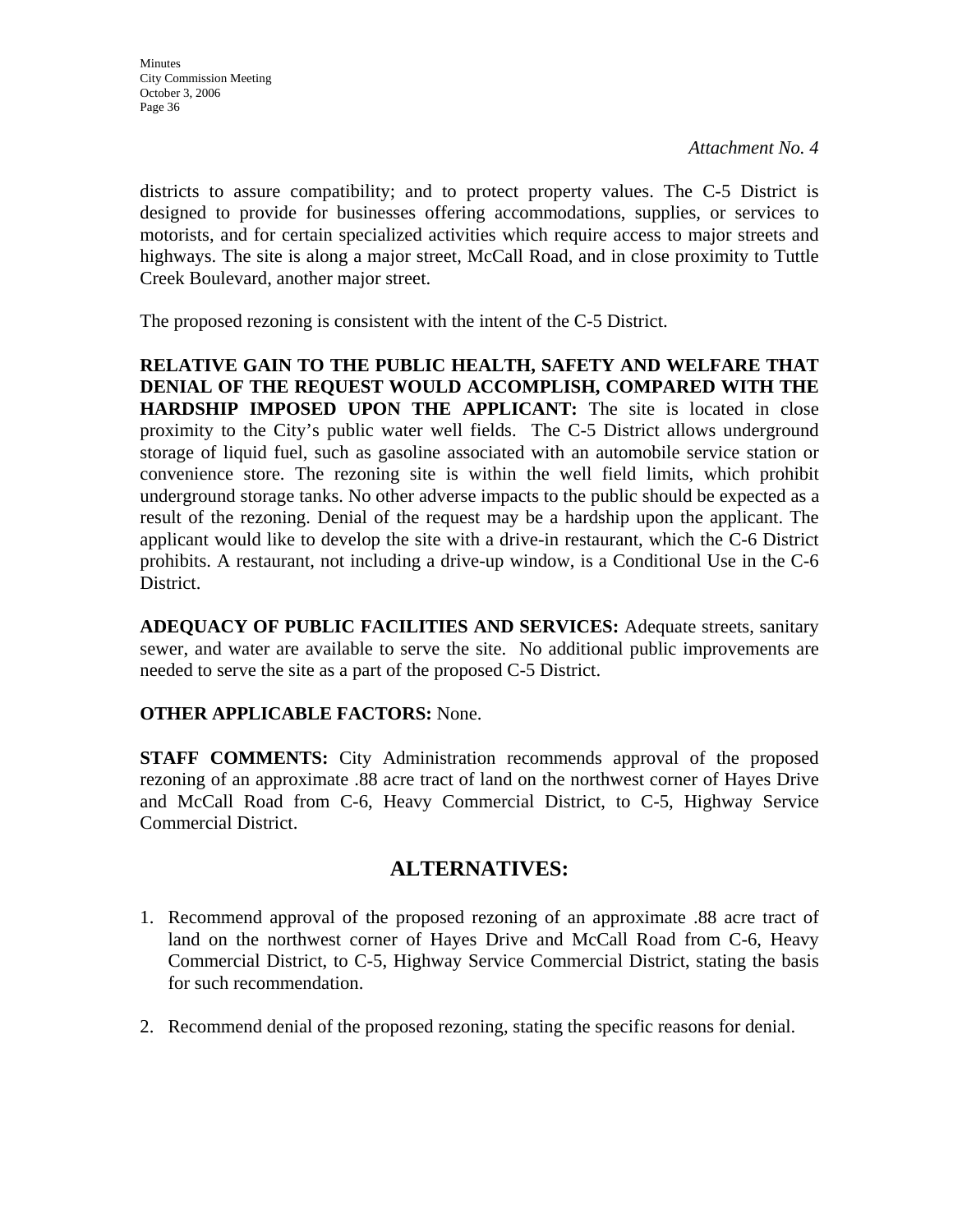*Attachment No. 4*

districts to assure compatibility; and to protect property values. The C-5 District is designed to provide for businesses offering accommodations, supplies, or services to motorists, and for certain specialized activities which require access to major streets and highways. The site is along a major street, McCall Road, and in close proximity to Tuttle Creek Boulevard, another major street.

The proposed rezoning is consistent with the intent of the C-5 District.

**RELATIVE GAIN TO THE PUBLIC HEALTH, SAFETY AND WELFARE THAT DENIAL OF THE REQUEST WOULD ACCOMPLISH, COMPARED WITH THE HARDSHIP IMPOSED UPON THE APPLICANT:** The site is located in close proximity to the City's public water well fields. The C-5 District allows underground storage of liquid fuel, such as gasoline associated with an automobile service station or convenience store. The rezoning site is within the well field limits, which prohibit underground storage tanks. No other adverse impacts to the public should be expected as a result of the rezoning. Denial of the request may be a hardship upon the applicant. The applicant would like to develop the site with a drive-in restaurant, which the C-6 District prohibits. A restaurant, not including a drive-up window, is a Conditional Use in the C-6 District.

**ADEQUACY OF PUBLIC FACILITIES AND SERVICES:** Adequate streets, sanitary sewer, and water are available to serve the site. No additional public improvements are needed to serve the site as a part of the proposed C-5 District.

**OTHER APPLICABLE FACTORS:** None.

**STAFF COMMENTS:** City Administration recommends approval of the proposed rezoning of an approximate .88 acre tract of land on the northwest corner of Hayes Drive and McCall Road from C-6, Heavy Commercial District, to C-5, Highway Service Commercial District.

## ALTERNATIVES:

1. Recommend approval of the proposed rezoning of an approximate .88 acre tract of land on the northwest corner of Hayes Drive and McCall Road from C-6, Heavy Commercial District, to C-5, Highway Service Commercial District, stating the basis for such recommendation.

2. Recommend denial of the proposed rezoning, stating the specific reasons for denial.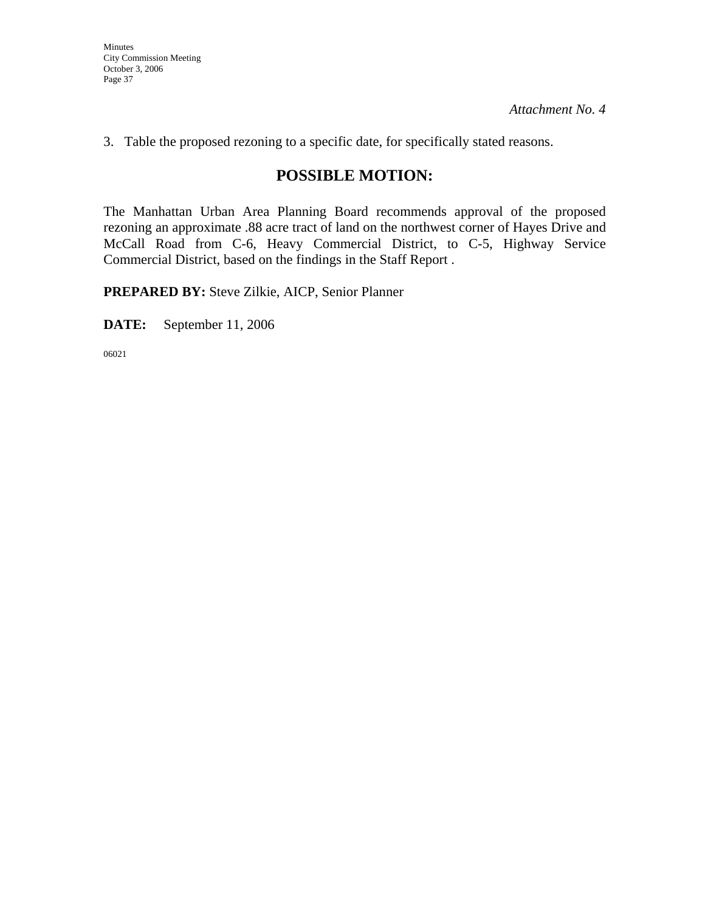*Attachment No. 4*

3. Table the proposed rezoning to a specific date, for specifically stated reasons.

## POSSIBLE MOTION:

The Manhattan Urban Area Planning Board recommends approval of the proposed rezoning an approximate .88 acre tract of land on the northwest corner of Hayes Drive and McCall Road from C-6, Heavy Commercial District, to C-5, Highway Service Commercial District, based on the findings in the Staff Report .

**PREPARED BY:** Steve Zilkie, AICP, Senior Planner

**DATE:** September 11, 2006

06021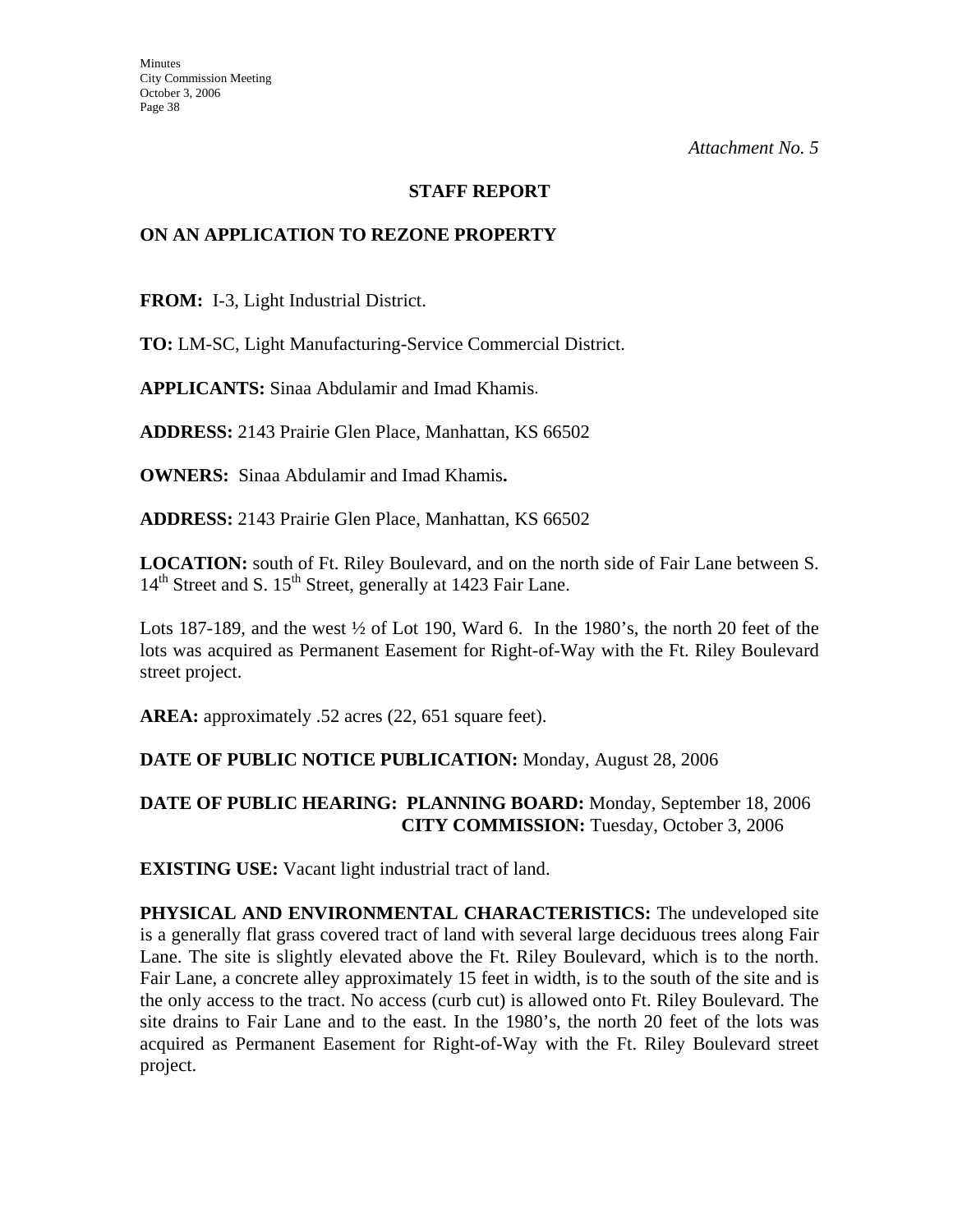*Attachment No. 5*

## STAFF REPORT

## ON AN APPLICATION TO REZONE PROPERTY

**FROM:** I-3, Light Industrial District.

**TO:** LM-SC, Light Manufacturing-Service Commercial District.

**APPLICANTS:** Sinaa Abdulamir and Imad Khamis.

**ADDRESS:** 2143 Prairie Glen Place, Manhattan, KS 66502

**OWNERS:** Sinaa Abdulamir and Imad Khamis**.**

**ADDRESS:** 2143 Prairie Glen Place, Manhattan, KS 66502

**LOCATION:** south of Ft. Riley Boulevard, and on the north side of Fair Lane between S. 14th Street and S. 15th Street, generally at 1423 Fair Lane.

Lots 187-189, and the west ½ of Lot 190, Ward 6. In the 1980's, the north 20 feet of the lots was acquired as Permanent Easement for Right-of-Way with the Ft. Riley Boulevard street project.

**AREA:** approximately .52 acres (22, 651 square feet).

**DATE OF PUBLIC NOTICE PUBLICATION:** Monday, August 28, 2006

**DATE OF PUBLIC HEARING: PLANNING BOARD:** Monday, September 18, 2006
**CITY COMMISSION:** Tuesday, October 3, 2006

**EXISTING USE:** Vacant light industrial tract of land.

**PHYSICAL AND ENVIRONMENTAL CHARACTERISTICS:** The undeveloped site is a generally flat grass covered tract of land with several large deciduous trees along Fair Lane. The site is slightly elevated above the Ft. Riley Boulevard, which is to the north. Fair Lane, a concrete alley approximately 15 feet in width, is to the south of the site and is the only access to the tract. No access (curb cut) is allowed onto Ft. Riley Boulevard. The site drains to Fair Lane and to the east. In the 1980's, the north 20 feet of the lots was acquired as Permanent Easement for Right-of-Way with the Ft. Riley Boulevard street project.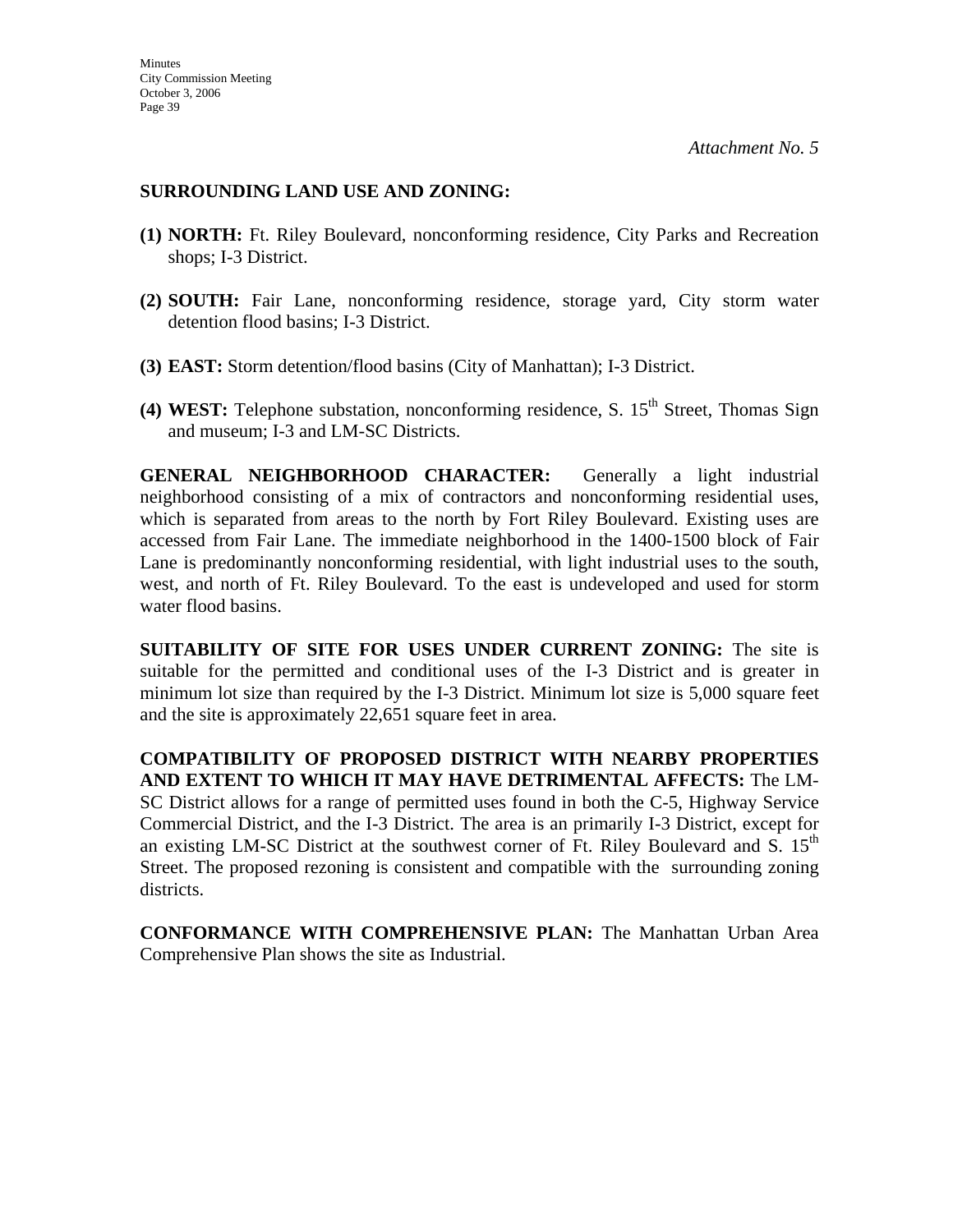*Attachment No. 5*

**SURROUNDING LAND USE AND ZONING:**

**(1) NORTH:** Ft. Riley Boulevard, nonconforming residence, City Parks and Recreation shops; I-3 District.

**(2) SOUTH:** Fair Lane, nonconforming residence, storage yard, City storm water detention flood basins; I-3 District.

**(3) EAST:** Storm detention/flood basins (City of Manhattan); I-3 District.

**(4) WEST:** Telephone substation, nonconforming residence, S. 15th Street, Thomas Sign and museum; I-3 and LM-SC Districts.

**GENERAL NEIGHBORHOOD CHARACTER:** Generally a light industrial neighborhood consisting of a mix of contractors and nonconforming residential uses, which is separated from areas to the north by Fort Riley Boulevard. Existing uses are accessed from Fair Lane. The immediate neighborhood in the 1400-1500 block of Fair Lane is predominantly nonconforming residential, with light industrial uses to the south, west, and north of Ft. Riley Boulevard. To the east is undeveloped and used for storm water flood basins.

**SUITABILITY OF SITE FOR USES UNDER CURRENT ZONING:** The site is suitable for the permitted and conditional uses of the I-3 District and is greater in minimum lot size than required by the I-3 District. Minimum lot size is 5,000 square feet and the site is approximately 22,651 square feet in area.

**COMPATIBILITY OF PROPOSED DISTRICT WITH NEARBY PROPERTIES AND EXTENT TO WHICH IT MAY HAVE DETRIMENTAL AFFECTS:** The LM-SC District allows for a range of permitted uses found in both the C-5, Highway Service Commercial District, and the I-3 District. The area is an primarily I-3 District, except for an existing LM-SC District at the southwest corner of Ft. Riley Boulevard and S. 15th Street. The proposed rezoning is consistent and compatible with the surrounding zoning districts.

**CONFORMANCE WITH COMPREHENSIVE PLAN:** The Manhattan Urban Area Comprehensive Plan shows the site as Industrial.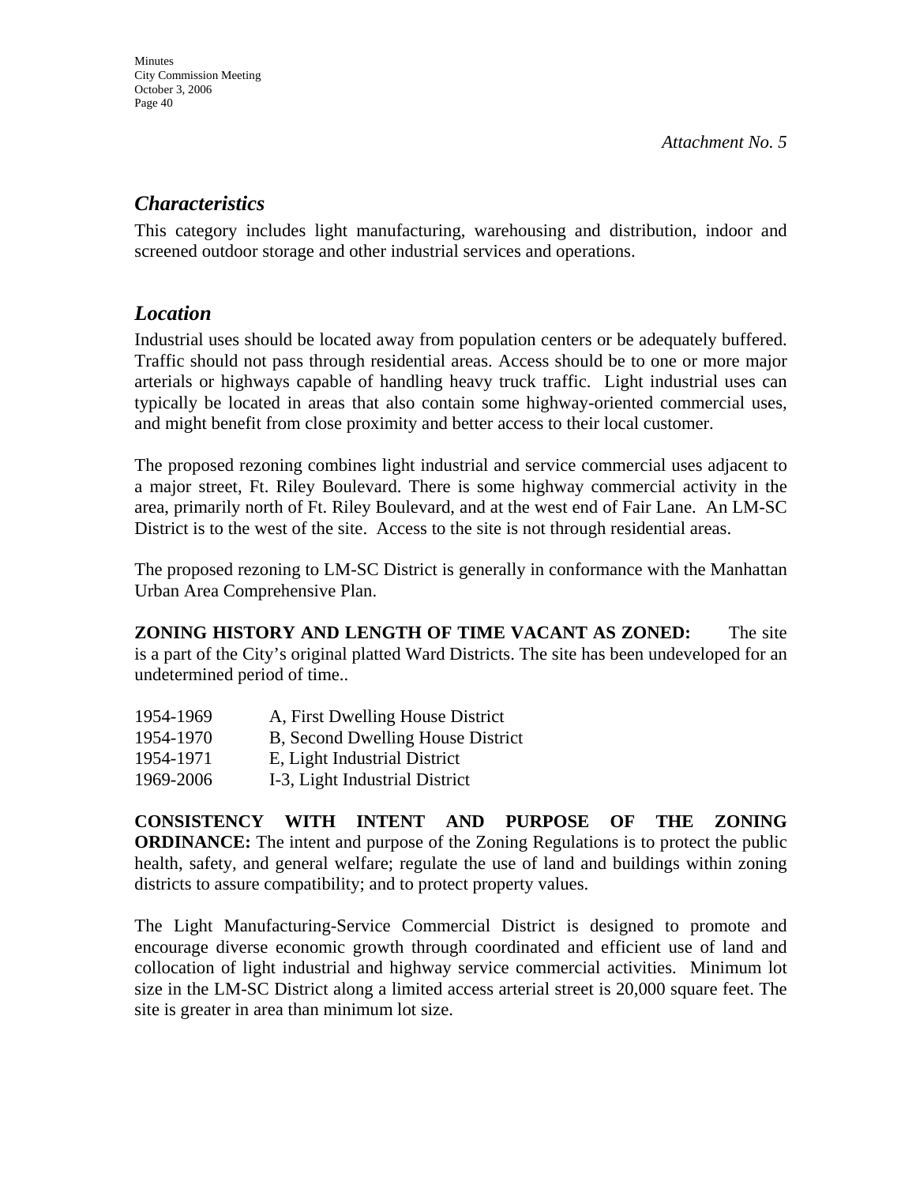*Attachment No. 5*

## *Characteristics*

This category includes light manufacturing, warehousing and distribution, indoor and screened outdoor storage and other industrial services and operations.

## *Location*

Industrial uses should be located away from population centers or be adequately buffered. Traffic should not pass through residential areas. Access should be to one or more major arterials or highways capable of handling heavy truck traffic. Light industrial uses can typically be located in areas that also contain some highway-oriented commercial uses, and might benefit from close proximity and better access to their local customer.

The proposed rezoning combines light industrial and service commercial uses adjacent to a major street, Ft. Riley Boulevard. There is some highway commercial activity in the area, primarily north of Ft. Riley Boulevard, and at the west end of Fair Lane. An LM-SC District is to the west of the site. Access to the site is not through residential areas.

The proposed rezoning to LM-SC District is generally in conformance with the Manhattan Urban Area Comprehensive Plan.

**ZONING HISTORY AND LENGTH OF TIME VACANT AS ZONED:** The site is a part of the City's original platted Ward Districts. The site has been undeveloped for an undetermined period of time..

| | |
|---|---|
| 1954-1969 | A, First Dwelling House District |
| 1954-1970 | B, Second Dwelling House District |
| 1954-1971 | E, Light Industrial District |
| 1969-2006 | I-3, Light Industrial District |

**CONSISTENCY WITH INTENT AND PURPOSE OF THE ZONING ORDINANCE:** The intent and purpose of the Zoning Regulations is to protect the public health, safety, and general welfare; regulate the use of land and buildings within zoning districts to assure compatibility; and to protect property values.

The Light Manufacturing-Service Commercial District is designed to promote and encourage diverse economic growth through coordinated and efficient use of land and collocation of light industrial and highway service commercial activities. Minimum lot size in the LM-SC District along a limited access arterial street is 20,000 square feet. The site is greater in area than minimum lot size.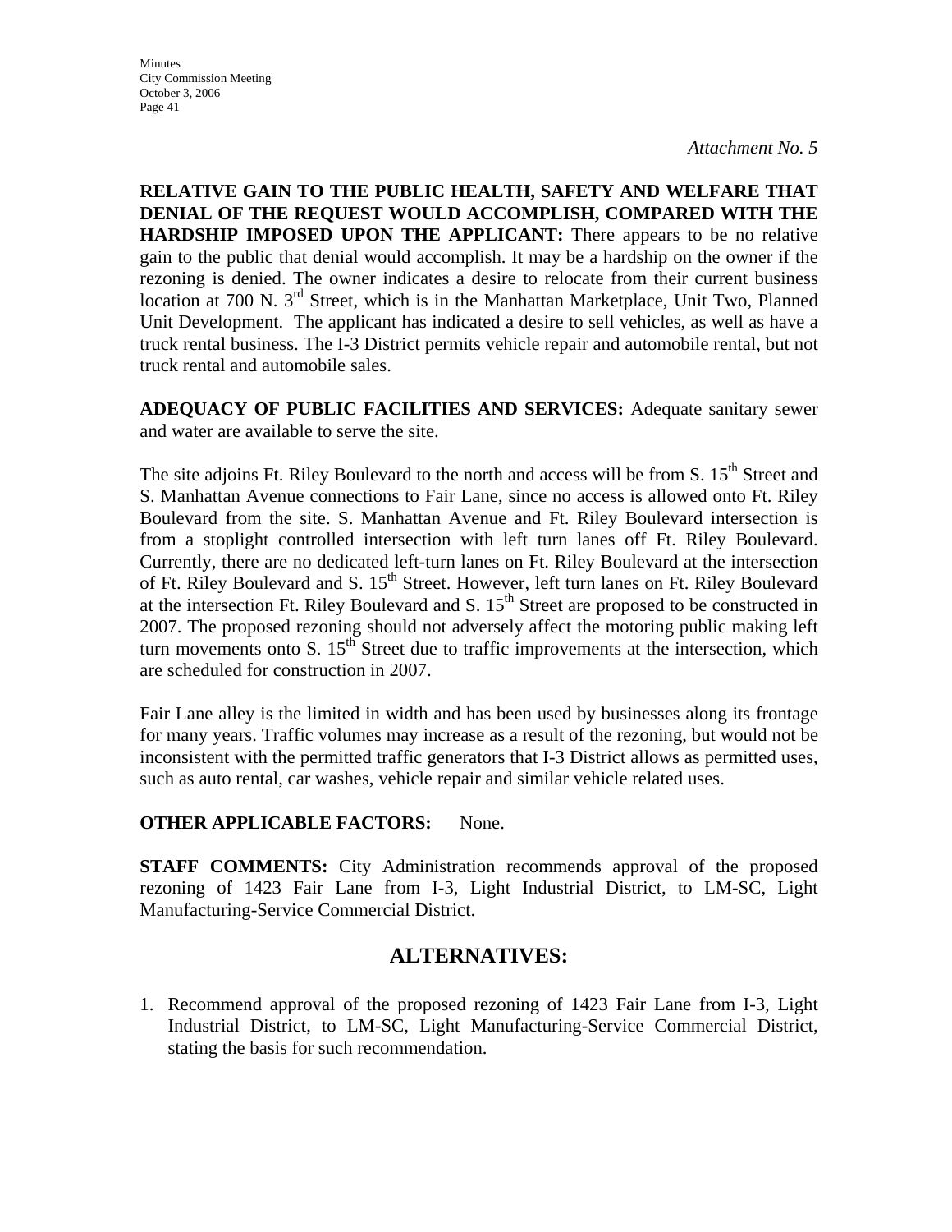*Attachment No. 5*

**RELATIVE GAIN TO THE PUBLIC HEALTH, SAFETY AND WELFARE THAT DENIAL OF THE REQUEST WOULD ACCOMPLISH, COMPARED WITH THE HARDSHIP IMPOSED UPON THE APPLICANT:** There appears to be no relative gain to the public that denial would accomplish. It may be a hardship on the owner if the rezoning is denied. The owner indicates a desire to relocate from their current business location at 700 N. 3rd Street, which is in the Manhattan Marketplace, Unit Two, Planned Unit Development. The applicant has indicated a desire to sell vehicles, as well as have a truck rental business. The I-3 District permits vehicle repair and automobile rental, but not truck rental and automobile sales.

**ADEQUACY OF PUBLIC FACILITIES AND SERVICES:** Adequate sanitary sewer and water are available to serve the site.

The site adjoins Ft. Riley Boulevard to the north and access will be from S. 15th Street and S. Manhattan Avenue connections to Fair Lane, since no access is allowed onto Ft. Riley Boulevard from the site. S. Manhattan Avenue and Ft. Riley Boulevard intersection is from a stoplight controlled intersection with left turn lanes off Ft. Riley Boulevard. Currently, there are no dedicated left-turn lanes on Ft. Riley Boulevard at the intersection of Ft. Riley Boulevard and S. 15th Street. However, left turn lanes on Ft. Riley Boulevard at the intersection Ft. Riley Boulevard and S. 15th Street are proposed to be constructed in 2007. The proposed rezoning should not adversely affect the motoring public making left turn movements onto S. 15th Street due to traffic improvements at the intersection, which are scheduled for construction in 2007.

Fair Lane alley is the limited in width and has been used by businesses along its frontage for many years. Traffic volumes may increase as a result of the rezoning, but would not be inconsistent with the permitted traffic generators that I-3 District allows as permitted uses, such as auto rental, car washes, vehicle repair and similar vehicle related uses.

**OTHER APPLICABLE FACTORS:** None.

**STAFF COMMENTS:** City Administration recommends approval of the proposed rezoning of 1423 Fair Lane from I-3, Light Industrial District, to LM-SC, Light Manufacturing-Service Commercial District.

## ALTERNATIVES:

1. Recommend approval of the proposed rezoning of 1423 Fair Lane from I-3, Light Industrial District, to LM-SC, Light Manufacturing-Service Commercial District, stating the basis for such recommendation.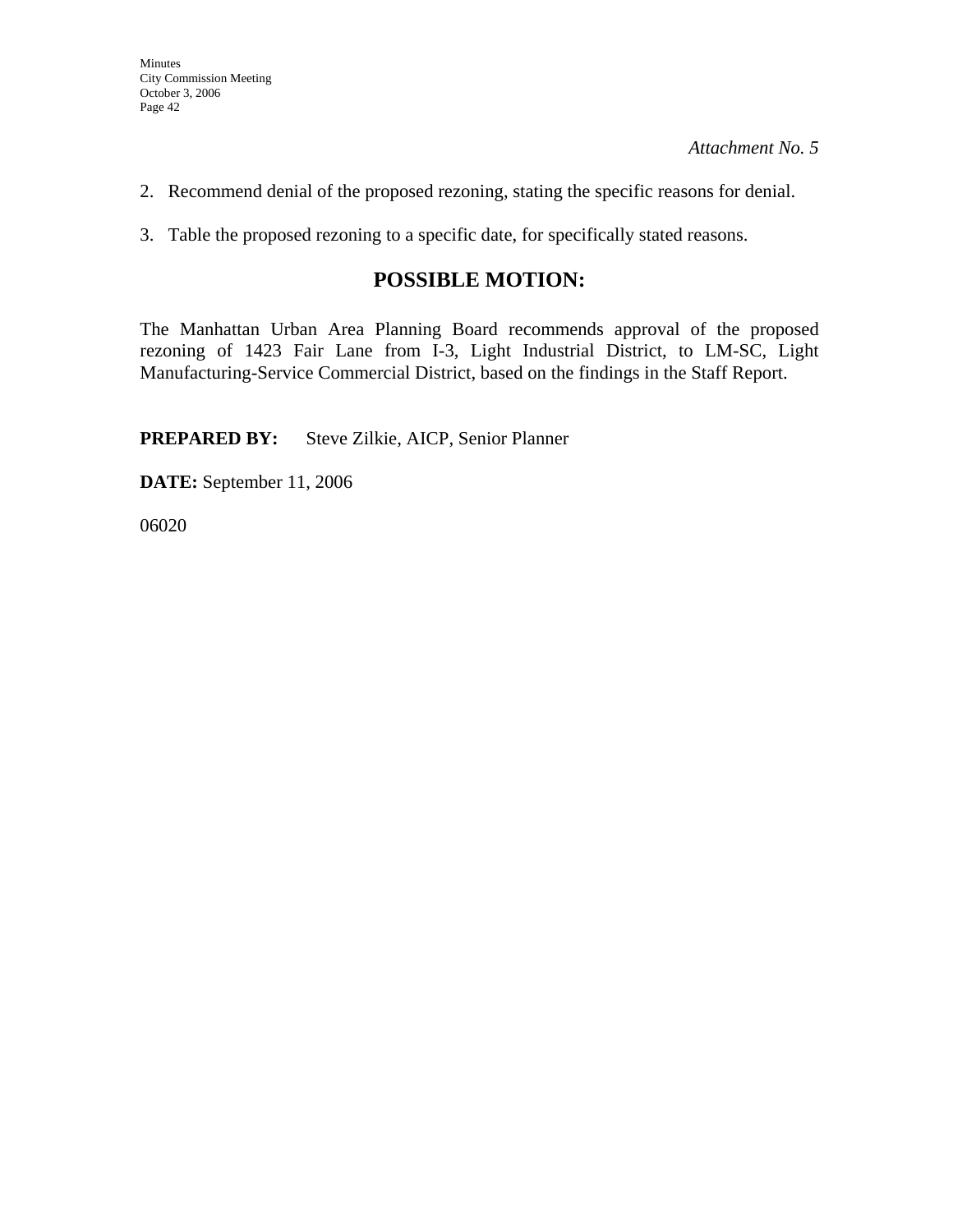*Attachment No. 5*

2. Recommend denial of the proposed rezoning, stating the specific reasons for denial.

3. Table the proposed rezoning to a specific date, for specifically stated reasons.

## POSSIBLE MOTION:

The Manhattan Urban Area Planning Board recommends approval of the proposed rezoning of 1423 Fair Lane from I-3, Light Industrial District, to LM-SC, Light Manufacturing-Service Commercial District, based on the findings in the Staff Report.

**PREPARED BY:** Steve Zilkie, AICP, Senior Planner

**DATE:** September 11, 2006

06020